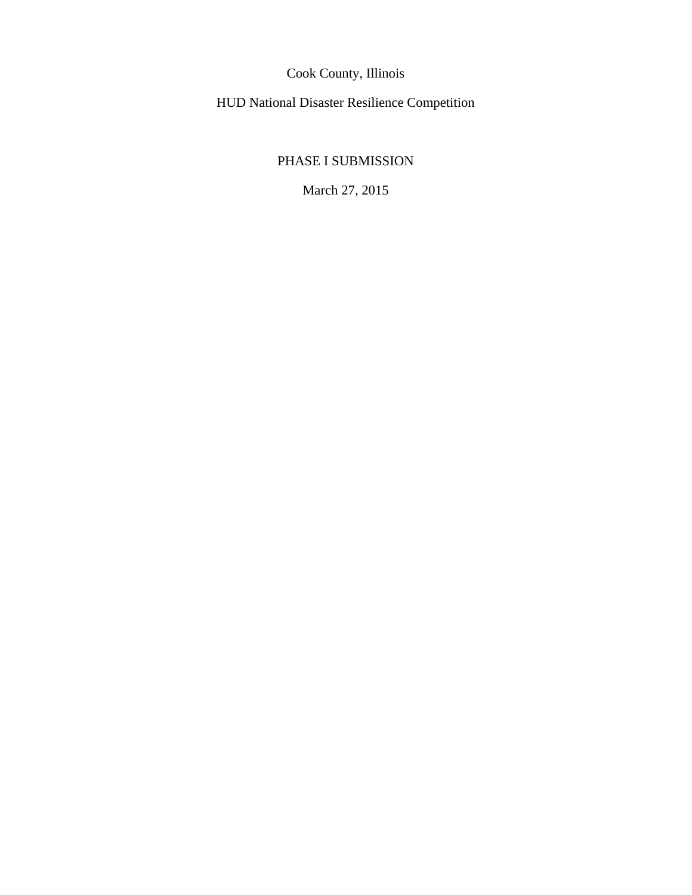Cook County, Illinois

HUD National Disaster Resilience Competition

PHASE I SUBMISSION

March 27, 2015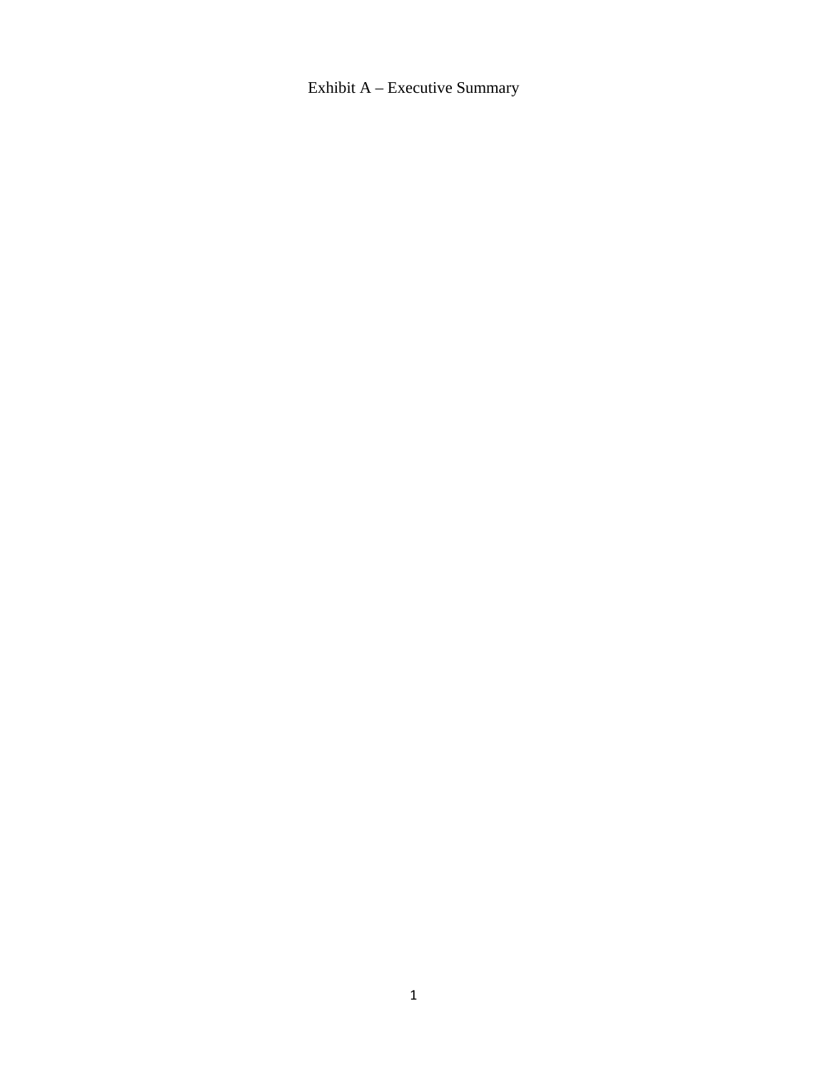# Exhibit A – Executive Summary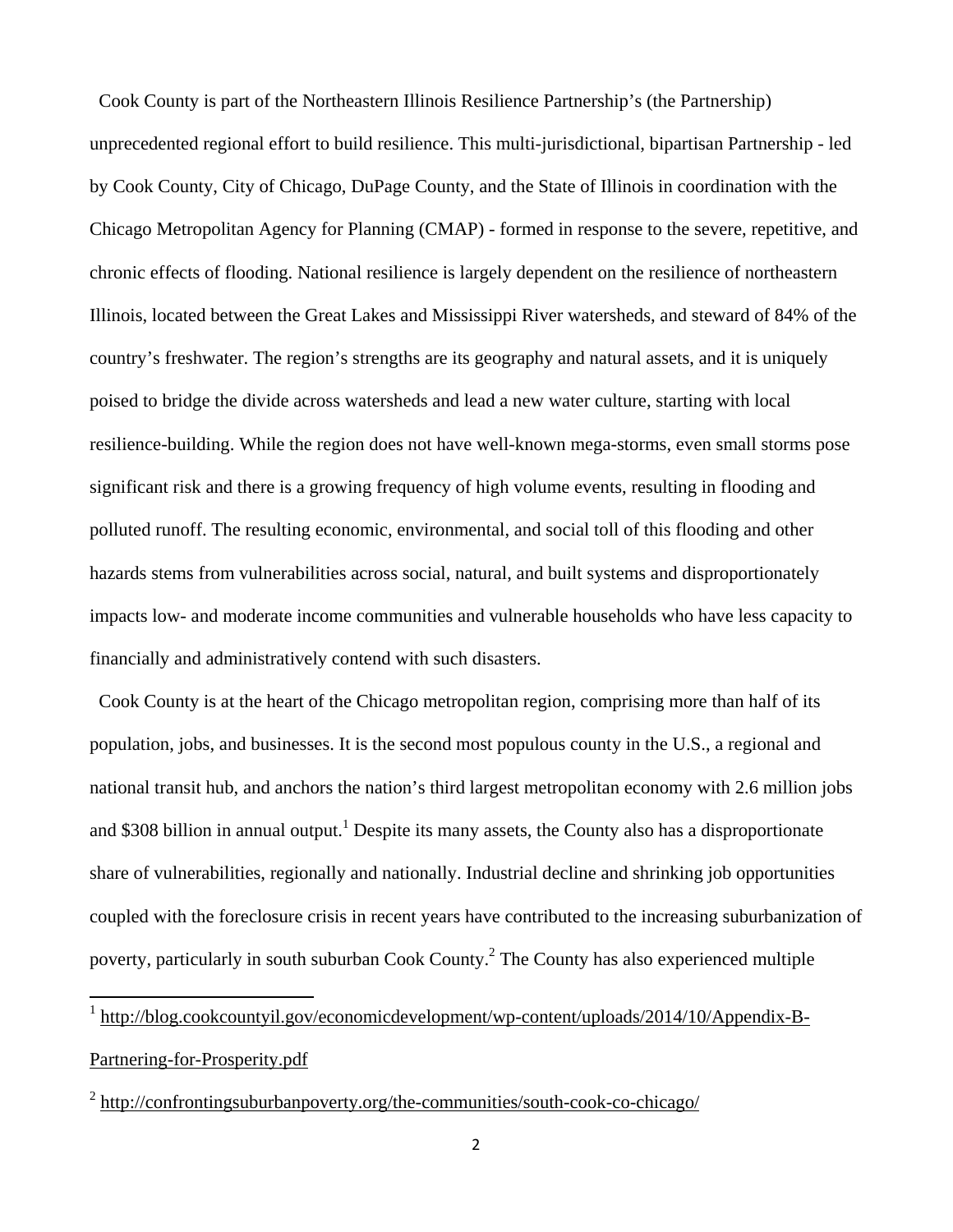Cook County is part of the Northeastern Illinois Resilience Partnership's (the Partnership) unprecedented regional effort to build resilience. This multi-jurisdictional, bipartisan Partnership - led by Cook County, City of Chicago, DuPage County, and the State of Illinois in coordination with the Chicago Metropolitan Agency for Planning (CMAP) - formed in response to the severe, repetitive, and chronic effects of flooding. National resilience is largely dependent on the resilience of northeastern Illinois, located between the Great Lakes and Mississippi River watersheds, and steward of 84% of the country's freshwater. The region's strengths are its geography and natural assets, and it is uniquely poised to bridge the divide across watersheds and lead a new water culture, starting with local resilience-building. While the region does not have well-known mega-storms, even small storms pose significant risk and there is a growing frequency of high volume events, resulting in flooding and polluted runoff. The resulting economic, environmental, and social toll of this flooding and other hazards stems from vulnerabilities across social, natural, and built systems and disproportionately impacts low- and moderate income communities and vulnerable households who have less capacity to financially and administratively contend with such disasters.

Cook County is at the heart of the Chicago metropolitan region, comprising more than half of its population, jobs, and businesses. It is the second most populous county in the U.S., a regional and national transit hub, and anchors the nation's third largest metropolitan economy with 2.6 million jobs and $308 billion in annual output.[1] Despite its many assets, the County also has a disproportionate share of vulnerabilities, regionally and nationally. Industrial decline and shrinking job opportunities coupled with the foreclosure crisis in recent years have contributed to the increasing suburbanization of poverty, particularly in south suburban Cook County.[2] The County has also experienced multiple

[1] http://blog.cookcountyil.gov/economicdevelopment/wp-content/uploads/2014/10/Appendix-B-Partnering-for-Prosperity.pdf

[2] http://confrontingsuburbanpoverty.org/the-communities/south-cook-co-chicago/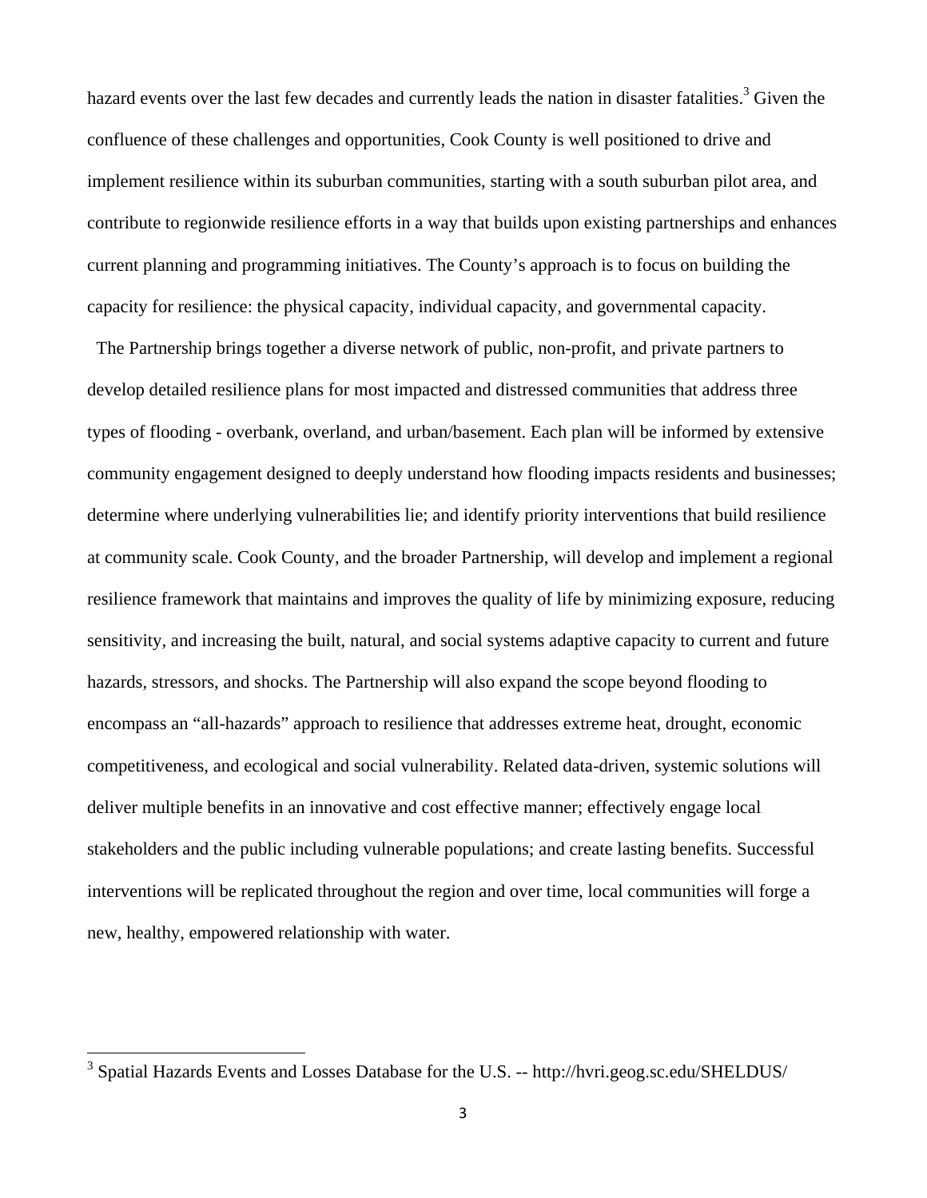hazard events over the last few decades and currently leads the nation in disaster fatalities.[3] Given the confluence of these challenges and opportunities, Cook County is well positioned to drive and implement resilience within its suburban communities, starting with a south suburban pilot area, and contribute to regionwide resilience efforts in a way that builds upon existing partnerships and enhances current planning and programming initiatives. The County's approach is to focus on building the capacity for resilience: the physical capacity, individual capacity, and governmental capacity.

The Partnership brings together a diverse network of public, non-profit, and private partners to develop detailed resilience plans for most impacted and distressed communities that address three types of flooding - overbank, overland, and urban/basement. Each plan will be informed by extensive community engagement designed to deeply understand how flooding impacts residents and businesses; determine where underlying vulnerabilities lie; and identify priority interventions that build resilience at community scale. Cook County, and the broader Partnership, will develop and implement a regional resilience framework that maintains and improves the quality of life by minimizing exposure, reducing sensitivity, and increasing the built, natural, and social systems adaptive capacity to current and future hazards, stressors, and shocks. The Partnership will also expand the scope beyond flooding to encompass an "all-hazards" approach to resilience that addresses extreme heat, drought, economic competitiveness, and ecological and social vulnerability. Related data-driven, systemic solutions will deliver multiple benefits in an innovative and cost effective manner; effectively engage local stakeholders and the public including vulnerable populations; and create lasting benefits. Successful interventions will be replicated throughout the region and over time, local communities will forge a new, healthy, empowered relationship with water.

[3] Spatial Hazards Events and Losses Database for the U.S. -- http://hvri.geog.sc.edu/SHELDUS/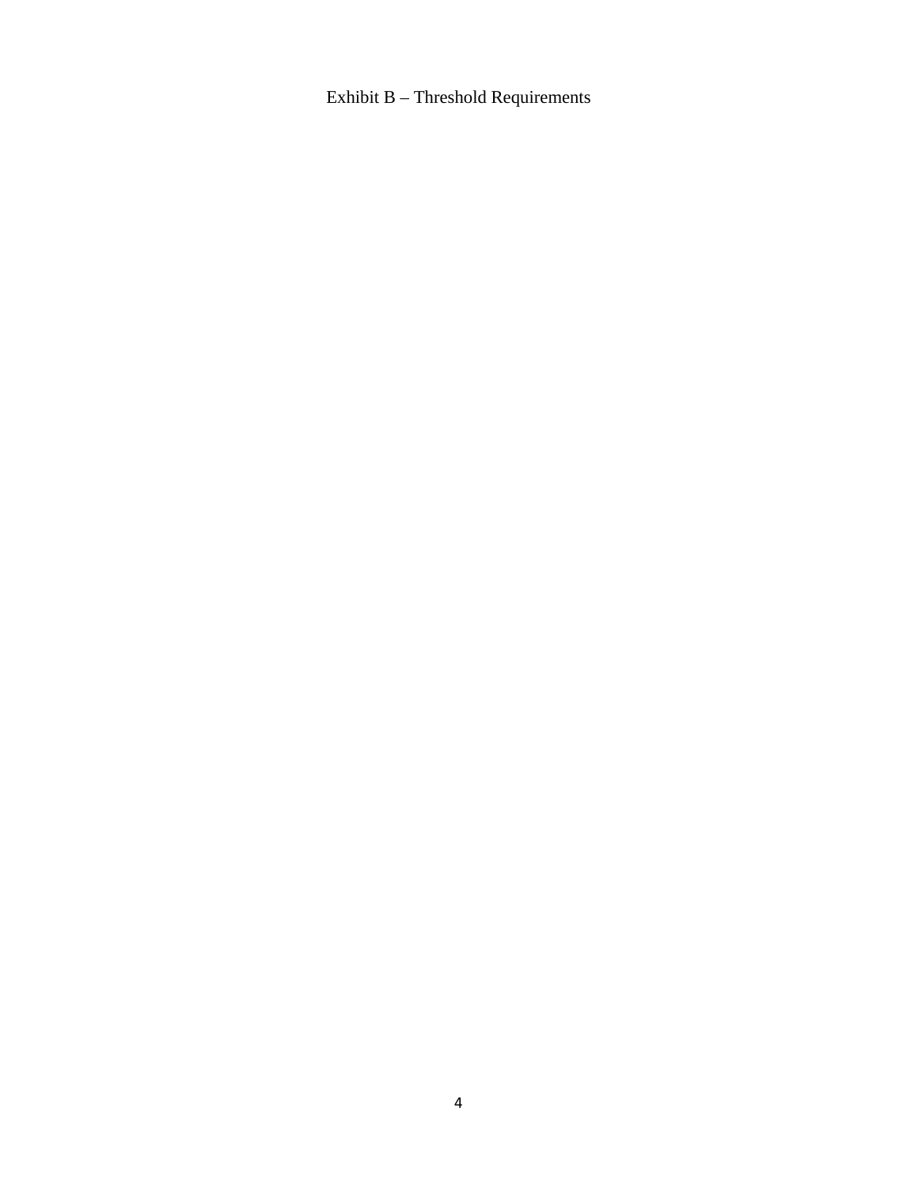# Exhibit B – Threshold Requirements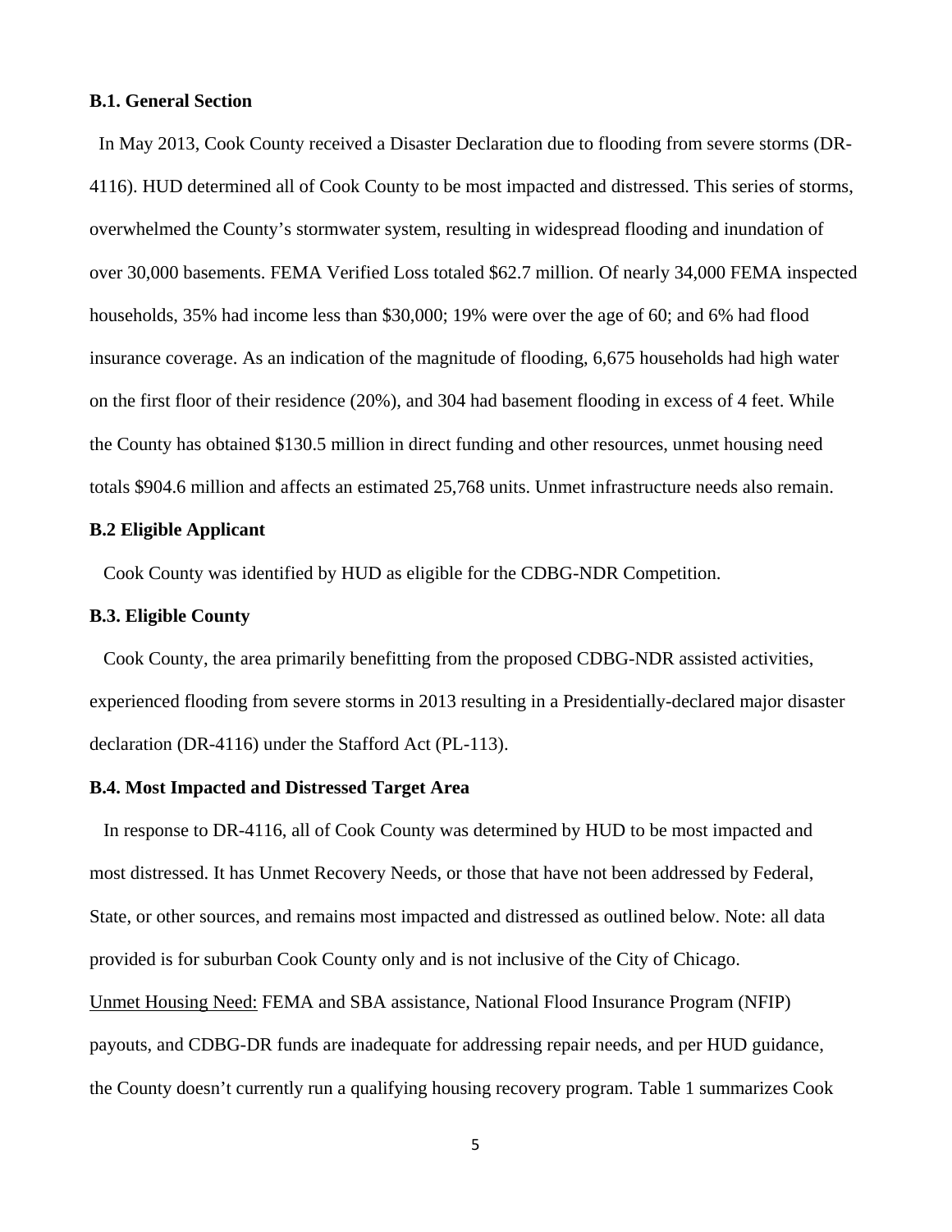**B.1. General Section**

In May 2013, Cook County received a Disaster Declaration due to flooding from severe storms (DR-4116). HUD determined all of Cook County to be most impacted and distressed. This series of storms, overwhelmed the County's stormwater system, resulting in widespread flooding and inundation of over 30,000 basements. FEMA Verified Loss totaled $62.7 million. Of nearly 34,000 FEMA inspected households, 35% had income less than $30,000; 19% were over the age of 60; and 6% had flood insurance coverage. As an indication of the magnitude of flooding, 6,675 households had high water on the first floor of their residence (20%), and 304 had basement flooding in excess of 4 feet. While the County has obtained $130.5 million in direct funding and other resources, unmet housing need totals $904.6 million and affects an estimated 25,768 units. Unmet infrastructure needs also remain.

**B.2 Eligible Applicant**

Cook County was identified by HUD as eligible for the CDBG-NDR Competition.

**B.3. Eligible County**

Cook County, the area primarily benefitting from the proposed CDBG-NDR assisted activities, experienced flooding from severe storms in 2013 resulting in a Presidentially-declared major disaster declaration (DR-4116) under the Stafford Act (PL-113).

**B.4. Most Impacted and Distressed Target Area**

In response to DR-4116, all of Cook County was determined by HUD to be most impacted and most distressed. It has Unmet Recovery Needs, or those that have not been addressed by Federal, State, or other sources, and remains most impacted and distressed as outlined below. Note: all data provided is for suburban Cook County only and is not inclusive of the City of Chicago.

Unmet Housing Need: FEMA and SBA assistance, National Flood Insurance Program (NFIP) payouts, and CDBG-DR funds are inadequate for addressing repair needs, and per HUD guidance, the County doesn't currently run a qualifying housing recovery program. Table 1 summarizes Cook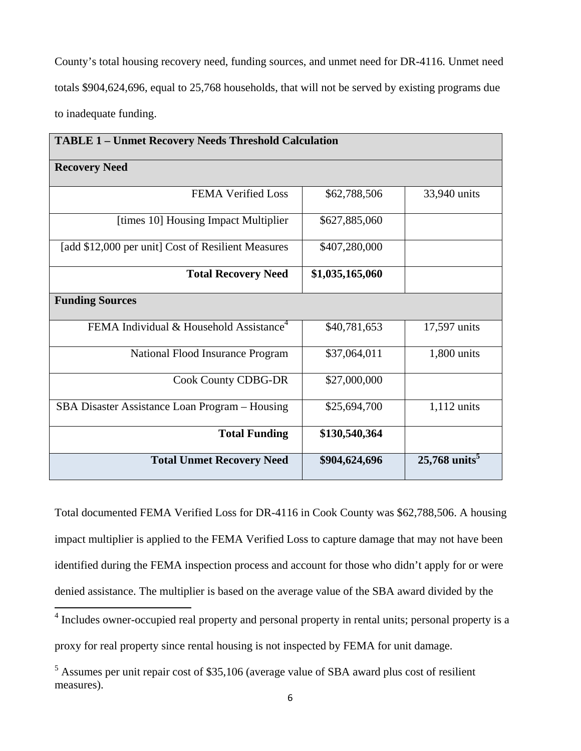County's total housing recovery need, funding sources, and unmet need for DR-4116. Unmet need totals $904,624,696, equal to 25,768 households, that will not be served by existing programs due to inadequate funding.

| TABLE 1 – Unmet Recovery Needs Threshold Calculation | | |
|---|---|---|
| **Recovery Need** | | |
| FEMA Verified Loss | $62,788,506 | 33,940 units |
| [times 10] Housing Impact Multiplier | $627,885,060 | |
| [add $12,000 per unit] Cost of Resilient Measures | $407,280,000 | |
| **Total Recovery Need** | **$1,035,165,060** | |
| **Funding Sources** | | |
| FEMA Individual & Household Assistance[4] | $40,781,653 | 17,597 units |
| National Flood Insurance Program | $37,064,011 | 1,800 units |
| Cook County CDBG-DR | $27,000,000 | |
| SBA Disaster Assistance Loan Program – Housing | $25,694,700 | 1,112 units |
| **Total Funding** | **$130,540,364** | |
| **Total Unmet Recovery Need** | **$904,624,696** | **25,768 units[5]** |

Total documented FEMA Verified Loss for DR-4116 in Cook County was $62,788,506. A housing impact multiplier is applied to the FEMA Verified Loss to capture damage that may not have been identified during the FEMA inspection process and account for those who didn't apply for or were denied assistance. The multiplier is based on the average value of the SBA award divided by the

[4] Includes owner-occupied real property and personal property in rental units; personal property is a proxy for real property since rental housing is not inspected by FEMA for unit damage.

[5] Assumes per unit repair cost of $35,106 (average value of SBA award plus cost of resilient measures).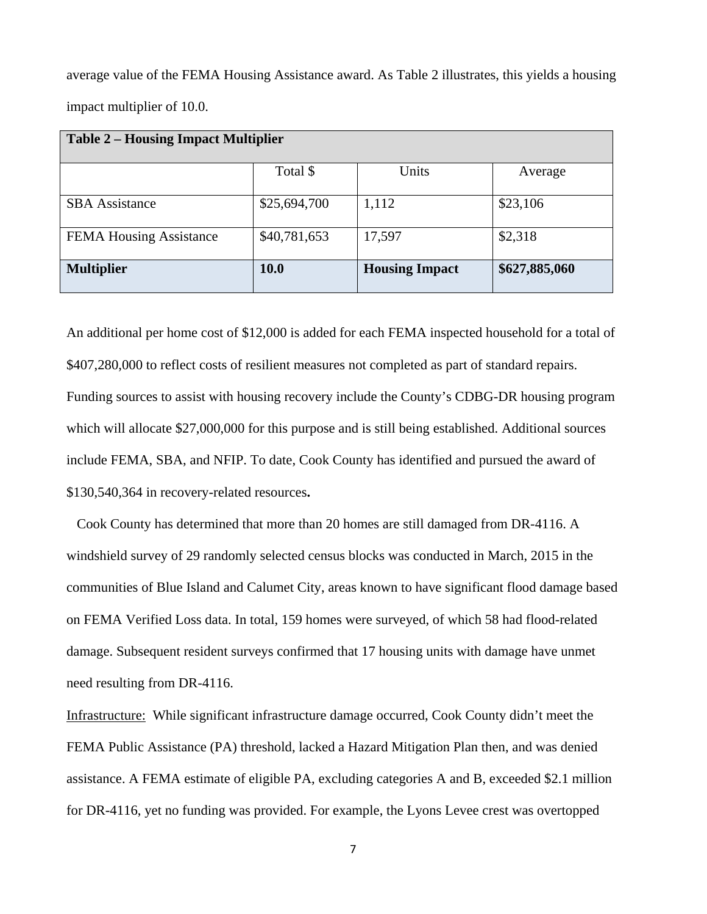average value of the FEMA Housing Assistance award. As Table 2 illustrates, this yields a housing impact multiplier of 10.0.

| Table 2 – Housing Impact Multiplier | | | |
|---|---|---|---|
| | Total $ | Units | Average |
| SBA Assistance | $25,694,700 | 1,112 | $23,106 |
| FEMA Housing Assistance | $40,781,653 | 17,597 | $2,318 |
| **Multiplier** | **10.0** | **Housing Impact** | **$627,885,060** |

An additional per home cost of $12,000 is added for each FEMA inspected household for a total of $407,280,000 to reflect costs of resilient measures not completed as part of standard repairs. Funding sources to assist with housing recovery include the County's CDBG-DR housing program which will allocate $27,000,000 for this purpose and is still being established. Additional sources include FEMA, SBA, and NFIP. To date, Cook County has identified and pursued the award of $130,540,364 in recovery-related resources**.**

Cook County has determined that more than 20 homes are still damaged from DR-4116. A windshield survey of 29 randomly selected census blocks was conducted in March, 2015 in the communities of Blue Island and Calumet City, areas known to have significant flood damage based on FEMA Verified Loss data. In total, 159 homes were surveyed, of which 58 had flood-related damage. Subsequent resident surveys confirmed that 17 housing units with damage have unmet need resulting from DR-4116.

<u>Infrastructure:</u> While significant infrastructure damage occurred, Cook County didn't meet the FEMA Public Assistance (PA) threshold, lacked a Hazard Mitigation Plan then, and was denied assistance. A FEMA estimate of eligible PA, excluding categories A and B, exceeded $2.1 million for DR-4116, yet no funding was provided. For example, the Lyons Levee crest was overtopped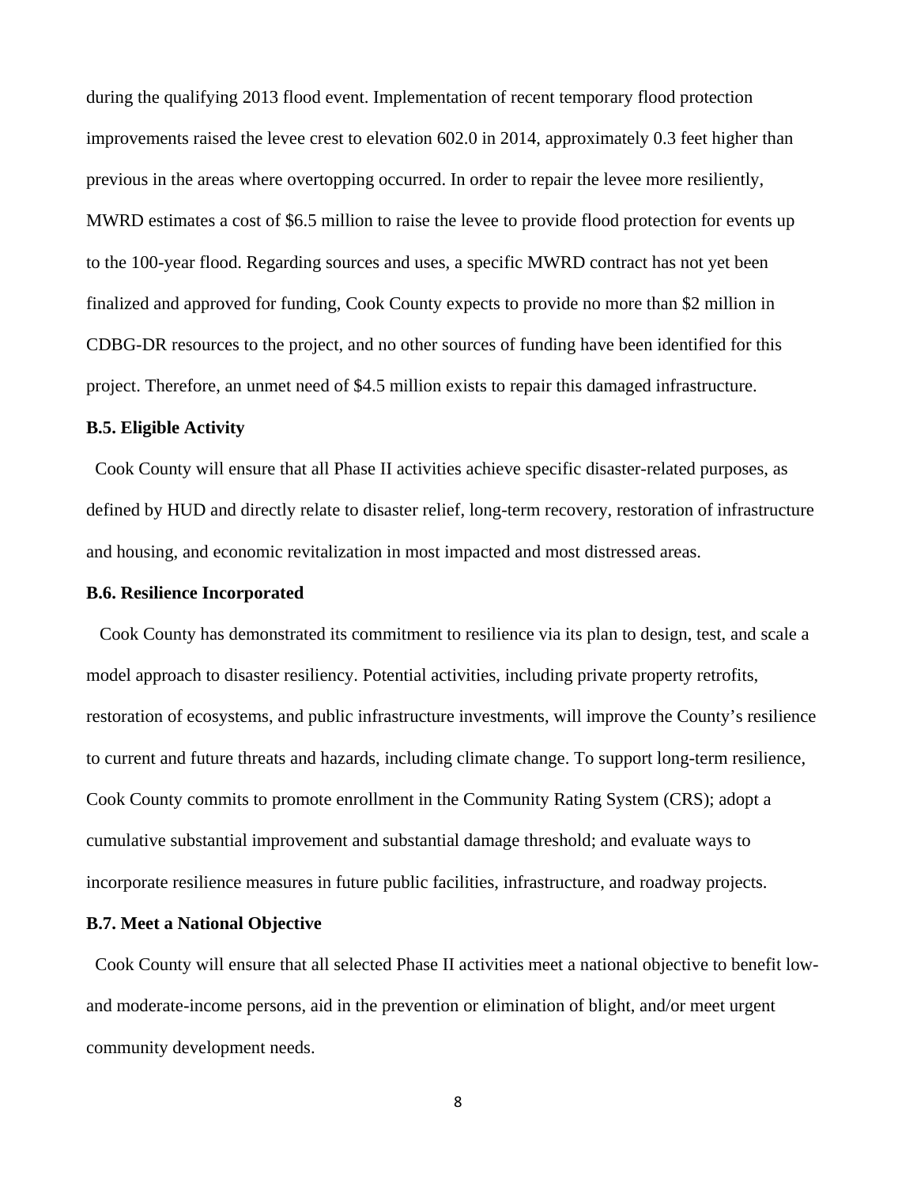during the qualifying 2013 flood event. Implementation of recent temporary flood protection improvements raised the levee crest to elevation 602.0 in 2014, approximately 0.3 feet higher than previous in the areas where overtopping occurred. In order to repair the levee more resiliently, MWRD estimates a cost of $6.5 million to raise the levee to provide flood protection for events up to the 100-year flood. Regarding sources and uses, a specific MWRD contract has not yet been finalized and approved for funding, Cook County expects to provide no more than $2 million in CDBG-DR resources to the project, and no other sources of funding have been identified for this project. Therefore, an unmet need of $4.5 million exists to repair this damaged infrastructure.

**B.5. Eligible Activity**

Cook County will ensure that all Phase II activities achieve specific disaster-related purposes, as defined by HUD and directly relate to disaster relief, long-term recovery, restoration of infrastructure and housing, and economic revitalization in most impacted and most distressed areas.

**B.6. Resilience Incorporated**

Cook County has demonstrated its commitment to resilience via its plan to design, test, and scale a model approach to disaster resiliency. Potential activities, including private property retrofits, restoration of ecosystems, and public infrastructure investments, will improve the County's resilience to current and future threats and hazards, including climate change. To support long-term resilience, Cook County commits to promote enrollment in the Community Rating System (CRS); adopt a cumulative substantial improvement and substantial damage threshold; and evaluate ways to incorporate resilience measures in future public facilities, infrastructure, and roadway projects.

**B.7. Meet a National Objective**

Cook County will ensure that all selected Phase II activities meet a national objective to benefit low- and moderate-income persons, aid in the prevention or elimination of blight, and/or meet urgent community development needs.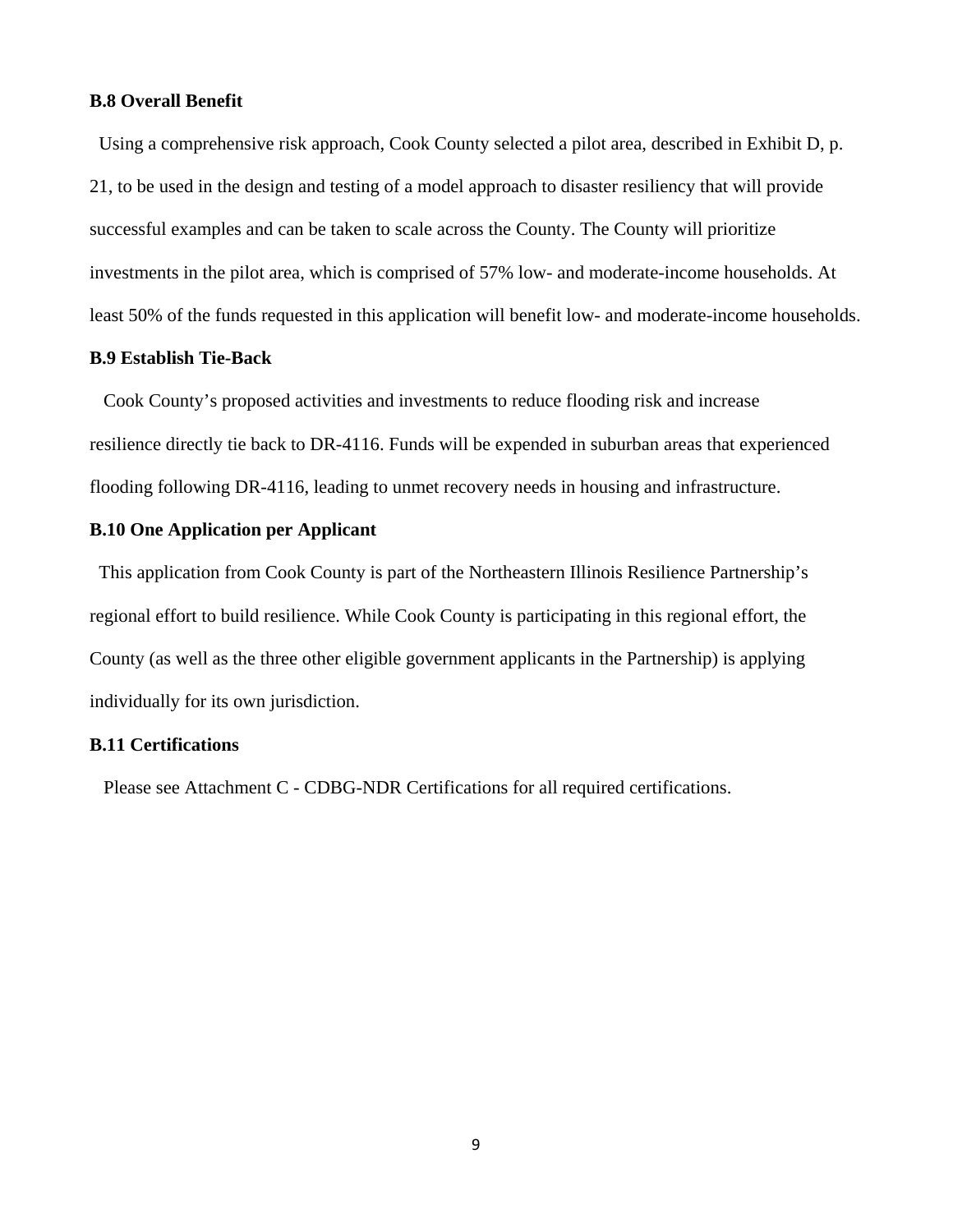**B.8 Overall Benefit**

Using a comprehensive risk approach, Cook County selected a pilot area, described in Exhibit D, p. 21, to be used in the design and testing of a model approach to disaster resiliency that will provide successful examples and can be taken to scale across the County. The County will prioritize investments in the pilot area, which is comprised of 57% low- and moderate-income households. At least 50% of the funds requested in this application will benefit low- and moderate-income households.

**B.9 Establish Tie-Back**

Cook County's proposed activities and investments to reduce flooding risk and increase resilience directly tie back to DR-4116. Funds will be expended in suburban areas that experienced flooding following DR-4116, leading to unmet recovery needs in housing and infrastructure.

**B.10 One Application per Applicant**

This application from Cook County is part of the Northeastern Illinois Resilience Partnership's regional effort to build resilience. While Cook County is participating in this regional effort, the County (as well as the three other eligible government applicants in the Partnership) is applying individually for its own jurisdiction.

**B.11 Certifications**

Please see Attachment C - CDBG-NDR Certifications for all required certifications.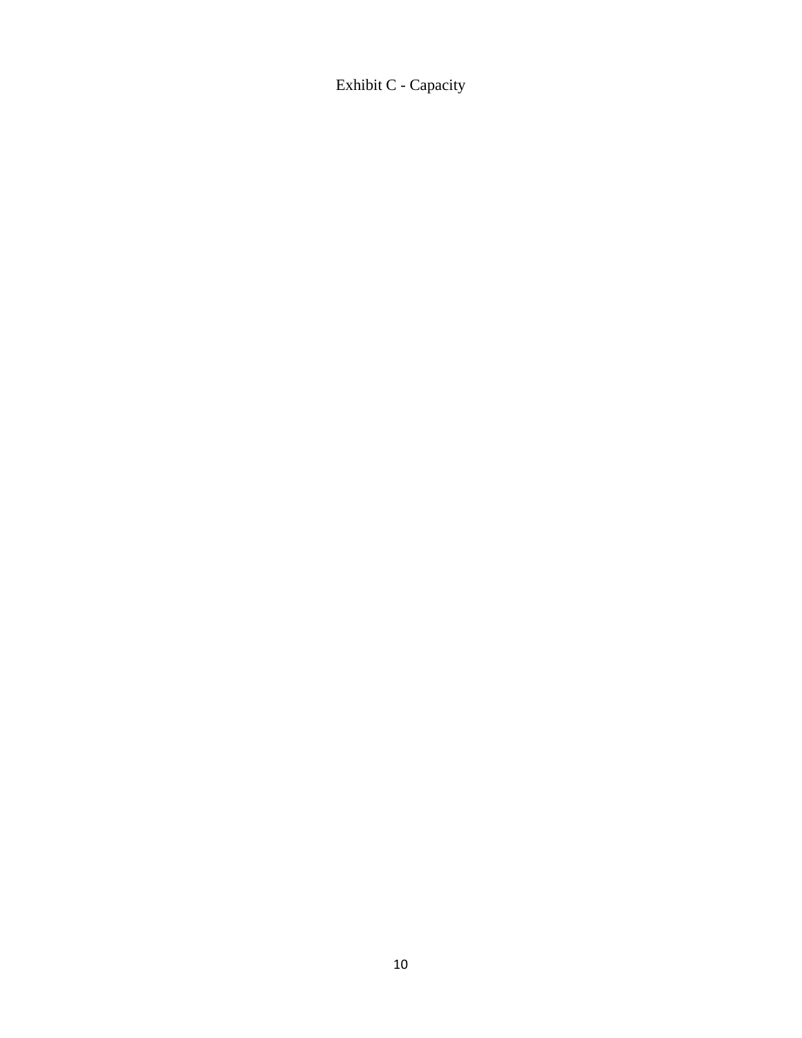Exhibit C - Capacity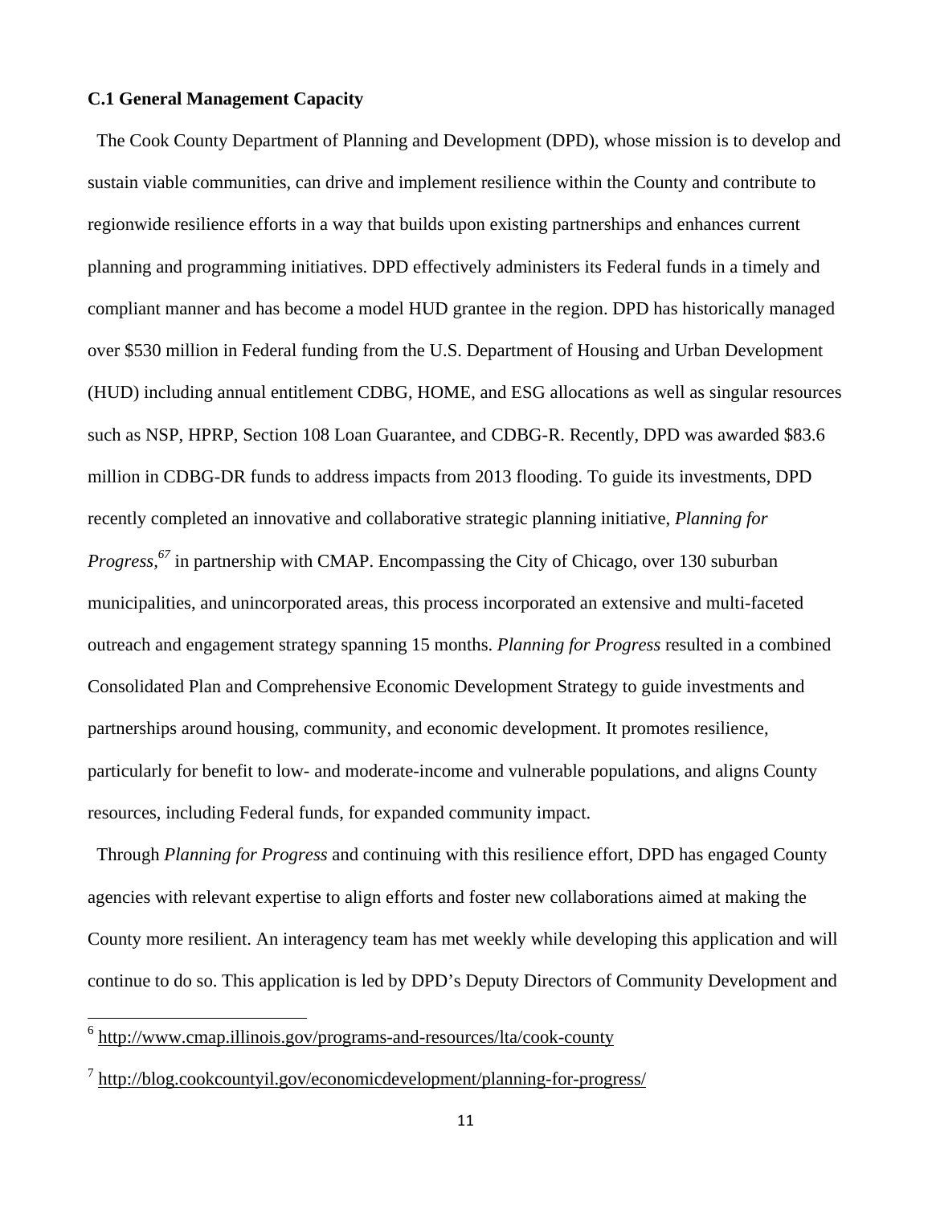**C.1 General Management Capacity**

The Cook County Department of Planning and Development (DPD), whose mission is to develop and sustain viable communities, can drive and implement resilience within the County and contribute to regionwide resilience efforts in a way that builds upon existing partnerships and enhances current planning and programming initiatives. DPD effectively administers its Federal funds in a timely and compliant manner and has become a model HUD grantee in the region. DPD has historically managed over $530 million in Federal funding from the U.S. Department of Housing and Urban Development (HUD) including annual entitlement CDBG, HOME, and ESG allocations as well as singular resources such as NSP, HPRP, Section 108 Loan Guarantee, and CDBG-R. Recently, DPD was awarded $83.6 million in CDBG-DR funds to address impacts from 2013 flooding. To guide its investments, DPD recently completed an innovative and collaborative strategic planning initiative, *Planning for Progress*,[6][7] in partnership with CMAP. Encompassing the City of Chicago, over 130 suburban municipalities, and unincorporated areas, this process incorporated an extensive and multi-faceted outreach and engagement strategy spanning 15 months. *Planning for Progress* resulted in a combined Consolidated Plan and Comprehensive Economic Development Strategy to guide investments and partnerships around housing, community, and economic development. It promotes resilience, particularly for benefit to low- and moderate-income and vulnerable populations, and aligns County resources, including Federal funds, for expanded community impact.

Through *Planning for Progress* and continuing with this resilience effort, DPD has engaged County agencies with relevant expertise to align efforts and foster new collaborations aimed at making the County more resilient. An interagency team has met weekly while developing this application and will continue to do so. This application is led by DPD's Deputy Directors of Community Development and

---

[6] http://www.cmap.illinois.gov/programs-and-resources/lta/cook-county

[7] http://blog.cookcountyil.gov/economicdevelopment/planning-for-progress/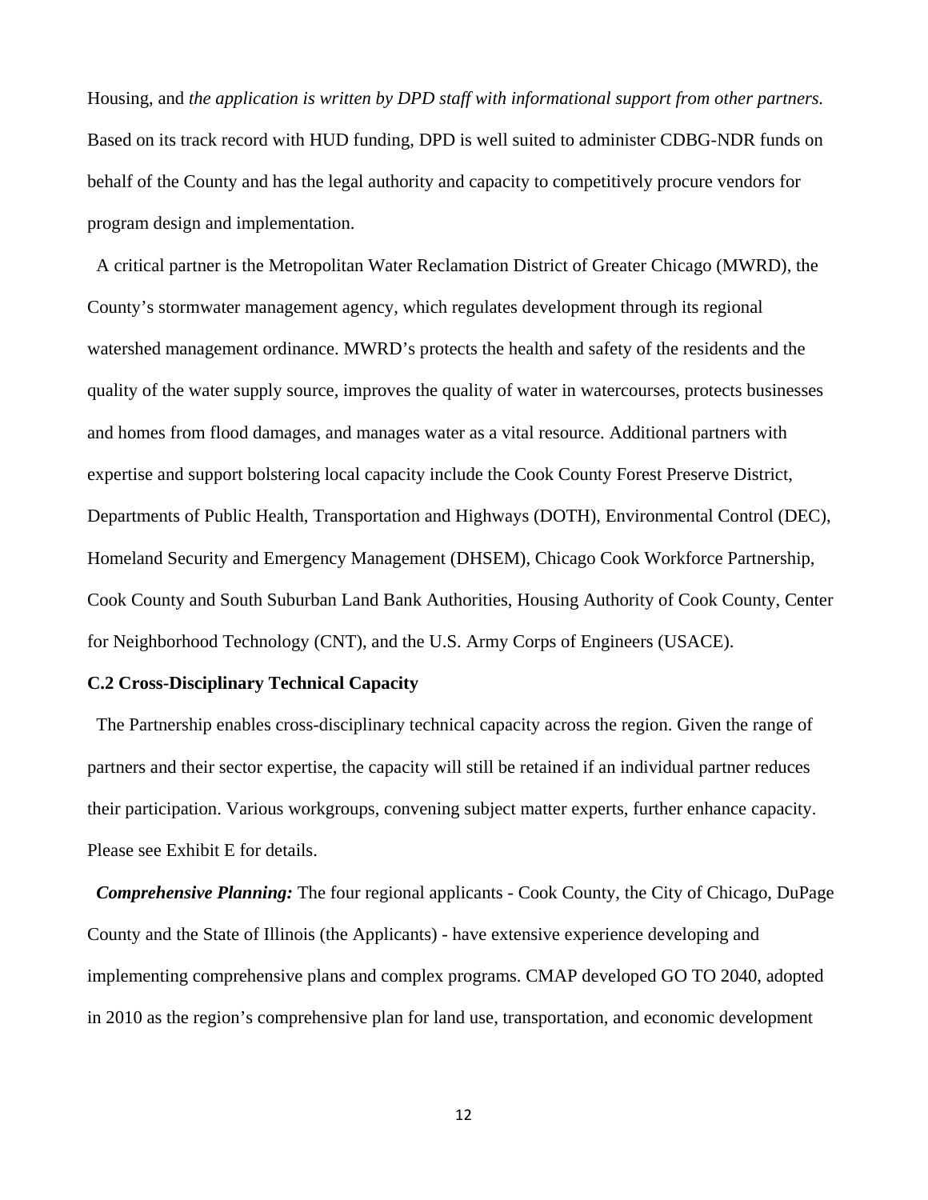Housing, and *the application is written by DPD staff with informational support from other partners.* Based on its track record with HUD funding, DPD is well suited to administer CDBG-NDR funds on behalf of the County and has the legal authority and capacity to competitively procure vendors for program design and implementation.

A critical partner is the Metropolitan Water Reclamation District of Greater Chicago (MWRD), the County's stormwater management agency, which regulates development through its regional watershed management ordinance. MWRD's protects the health and safety of the residents and the quality of the water supply source, improves the quality of water in watercourses, protects businesses and homes from flood damages, and manages water as a vital resource. Additional partners with expertise and support bolstering local capacity include the Cook County Forest Preserve District, Departments of Public Health, Transportation and Highways (DOTH), Environmental Control (DEC), Homeland Security and Emergency Management (DHSEM), Chicago Cook Workforce Partnership, Cook County and South Suburban Land Bank Authorities, Housing Authority of Cook County, Center for Neighborhood Technology (CNT), and the U.S. Army Corps of Engineers (USACE).

**C.2 Cross-Disciplinary Technical Capacity**

The Partnership enables cross-disciplinary technical capacity across the region. Given the range of partners and their sector expertise, the capacity will still be retained if an individual partner reduces their participation. Various workgroups, convening subject matter experts, further enhance capacity. Please see Exhibit E for details.

***Comprehensive Planning:*** The four regional applicants - Cook County, the City of Chicago, DuPage County and the State of Illinois (the Applicants) - have extensive experience developing and implementing comprehensive plans and complex programs. CMAP developed GO TO 2040, adopted in 2010 as the region's comprehensive plan for land use, transportation, and economic development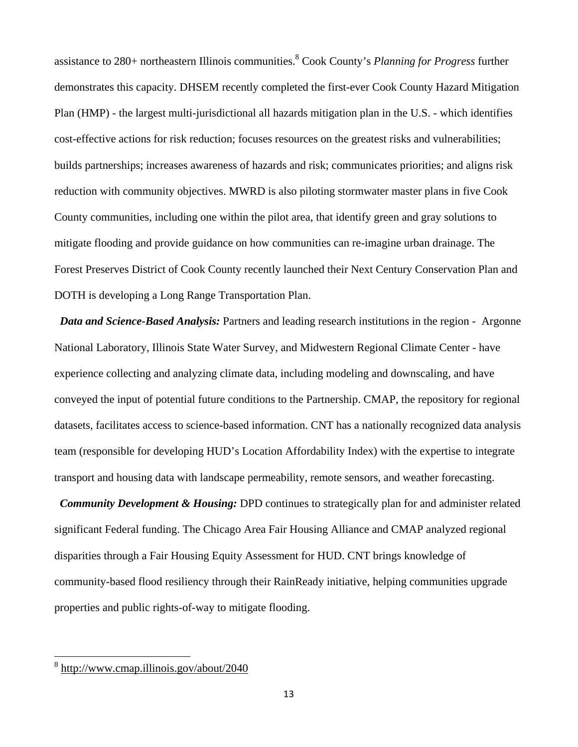assistance to 280+ northeastern Illinois communities.[8] Cook County's *Planning for Progress* further demonstrates this capacity. DHSEM recently completed the first-ever Cook County Hazard Mitigation Plan (HMP) - the largest multi-jurisdictional all hazards mitigation plan in the U.S. - which identifies cost-effective actions for risk reduction; focuses resources on the greatest risks and vulnerabilities; builds partnerships; increases awareness of hazards and risk; communicates priorities; and aligns risk reduction with community objectives. MWRD is also piloting stormwater master plans in five Cook County communities, including one within the pilot area, that identify green and gray solutions to mitigate flooding and provide guidance on how communities can re-imagine urban drainage. The Forest Preserves District of Cook County recently launched their Next Century Conservation Plan and DOTH is developing a Long Range Transportation Plan.

***Data and Science-Based Analysis:*** Partners and leading research institutions in the region - Argonne National Laboratory, Illinois State Water Survey, and Midwestern Regional Climate Center - have experience collecting and analyzing climate data, including modeling and downscaling, and have conveyed the input of potential future conditions to the Partnership. CMAP, the repository for regional datasets, facilitates access to science-based information. CNT has a nationally recognized data analysis team (responsible for developing HUD's Location Affordability Index) with the expertise to integrate transport and housing data with landscape permeability, remote sensors, and weather forecasting.

***Community Development & Housing:*** DPD continues to strategically plan for and administer related significant Federal funding. The Chicago Area Fair Housing Alliance and CMAP analyzed regional disparities through a Fair Housing Equity Assessment for HUD. CNT brings knowledge of community-based flood resiliency through their RainReady initiative, helping communities upgrade properties and public rights-of-way to mitigate flooding.

---

[8] http://www.cmap.illinois.gov/about/2040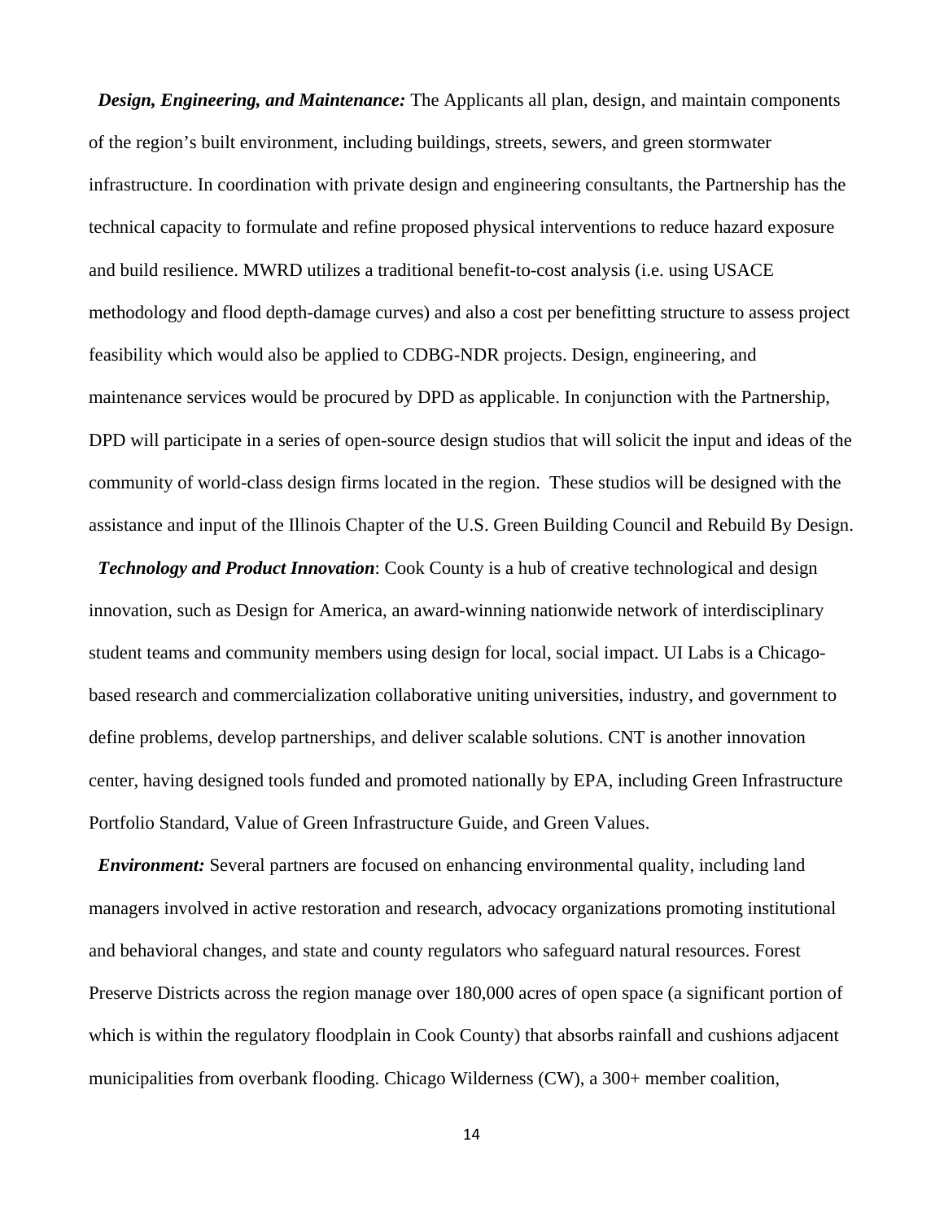***Design, Engineering, and Maintenance:*** The Applicants all plan, design, and maintain components of the region's built environment, including buildings, streets, sewers, and green stormwater infrastructure. In coordination with private design and engineering consultants, the Partnership has the technical capacity to formulate and refine proposed physical interventions to reduce hazard exposure and build resilience. MWRD utilizes a traditional benefit-to-cost analysis (i.e. using USACE methodology and flood depth-damage curves) and also a cost per benefitting structure to assess project feasibility which would also be applied to CDBG-NDR projects. Design, engineering, and maintenance services would be procured by DPD as applicable. In conjunction with the Partnership, DPD will participate in a series of open-source design studios that will solicit the input and ideas of the community of world-class design firms located in the region. These studios will be designed with the assistance and input of the Illinois Chapter of the U.S. Green Building Council and Rebuild By Design.

***Technology and Product Innovation***: Cook County is a hub of creative technological and design innovation, such as Design for America, an award-winning nationwide network of interdisciplinary student teams and community members using design for local, social impact. UI Labs is a Chicago-based research and commercialization collaborative uniting universities, industry, and government to define problems, develop partnerships, and deliver scalable solutions. CNT is another innovation center, having designed tools funded and promoted nationally by EPA, including Green Infrastructure Portfolio Standard, Value of Green Infrastructure Guide, and Green Values.

***Environment:*** Several partners are focused on enhancing environmental quality, including land managers involved in active restoration and research, advocacy organizations promoting institutional and behavioral changes, and state and county regulators who safeguard natural resources. Forest Preserve Districts across the region manage over 180,000 acres of open space (a significant portion of which is within the regulatory floodplain in Cook County) that absorbs rainfall and cushions adjacent municipalities from overbank flooding. Chicago Wilderness (CW), a 300+ member coalition,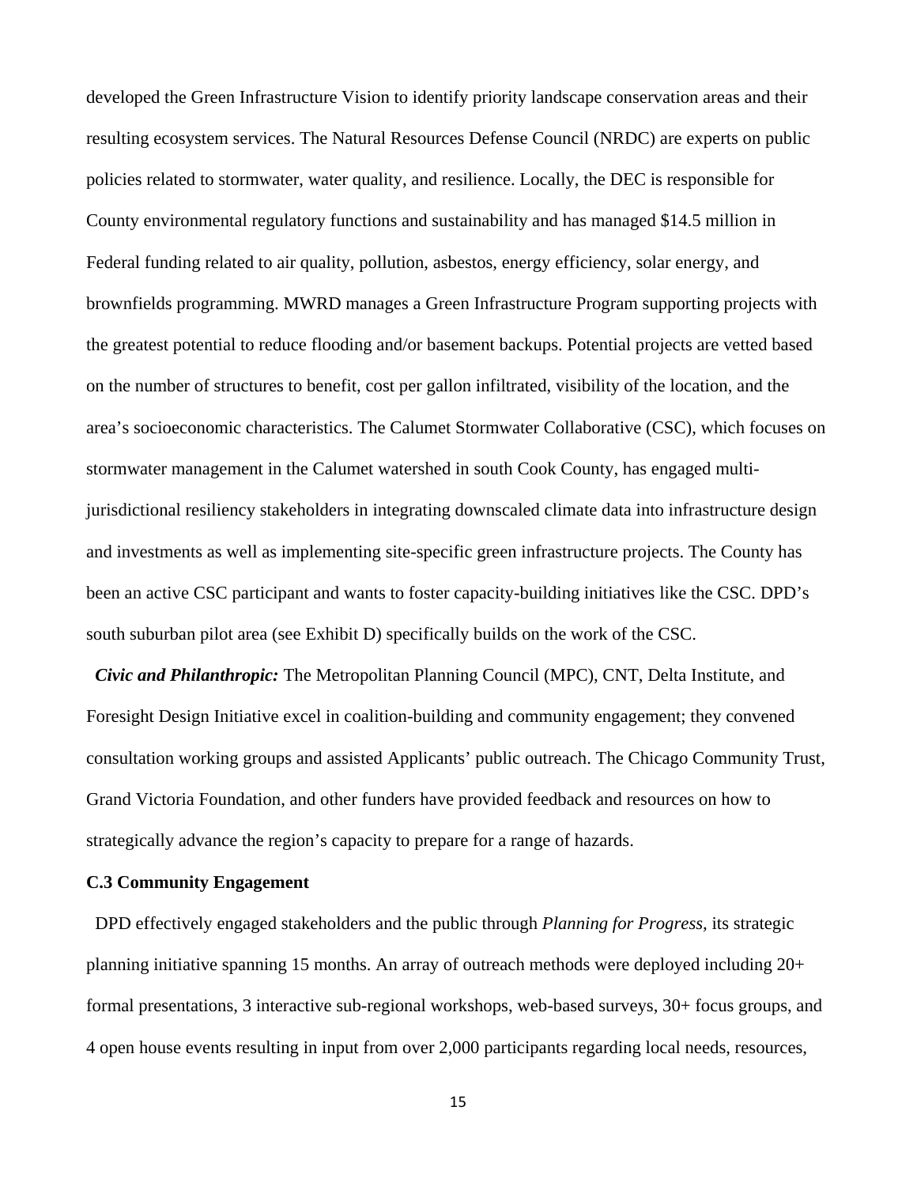developed the Green Infrastructure Vision to identify priority landscape conservation areas and their resulting ecosystem services. The Natural Resources Defense Council (NRDC) are experts on public policies related to stormwater, water quality, and resilience. Locally, the DEC is responsible for County environmental regulatory functions and sustainability and has managed $14.5 million in Federal funding related to air quality, pollution, asbestos, energy efficiency, solar energy, and brownfields programming. MWRD manages a Green Infrastructure Program supporting projects with the greatest potential to reduce flooding and/or basement backups. Potential projects are vetted based on the number of structures to benefit, cost per gallon infiltrated, visibility of the location, and the area's socioeconomic characteristics. The Calumet Stormwater Collaborative (CSC), which focuses on stormwater management in the Calumet watershed in south Cook County, has engaged multi-jurisdictional resiliency stakeholders in integrating downscaled climate data into infrastructure design and investments as well as implementing site-specific green infrastructure projects. The County has been an active CSC participant and wants to foster capacity-building initiatives like the CSC. DPD's south suburban pilot area (see Exhibit D) specifically builds on the work of the CSC.

***Civic and Philanthropic:*** The Metropolitan Planning Council (MPC), CNT, Delta Institute, and Foresight Design Initiative excel in coalition-building and community engagement; they convened consultation working groups and assisted Applicants' public outreach. The Chicago Community Trust, Grand Victoria Foundation, and other funders have provided feedback and resources on how to strategically advance the region's capacity to prepare for a range of hazards.

**C.3 Community Engagement**

DPD effectively engaged stakeholders and the public through *Planning for Progress*, its strategic planning initiative spanning 15 months. An array of outreach methods were deployed including 20+ formal presentations, 3 interactive sub-regional workshops, web-based surveys, 30+ focus groups, and 4 open house events resulting in input from over 2,000 participants regarding local needs, resources,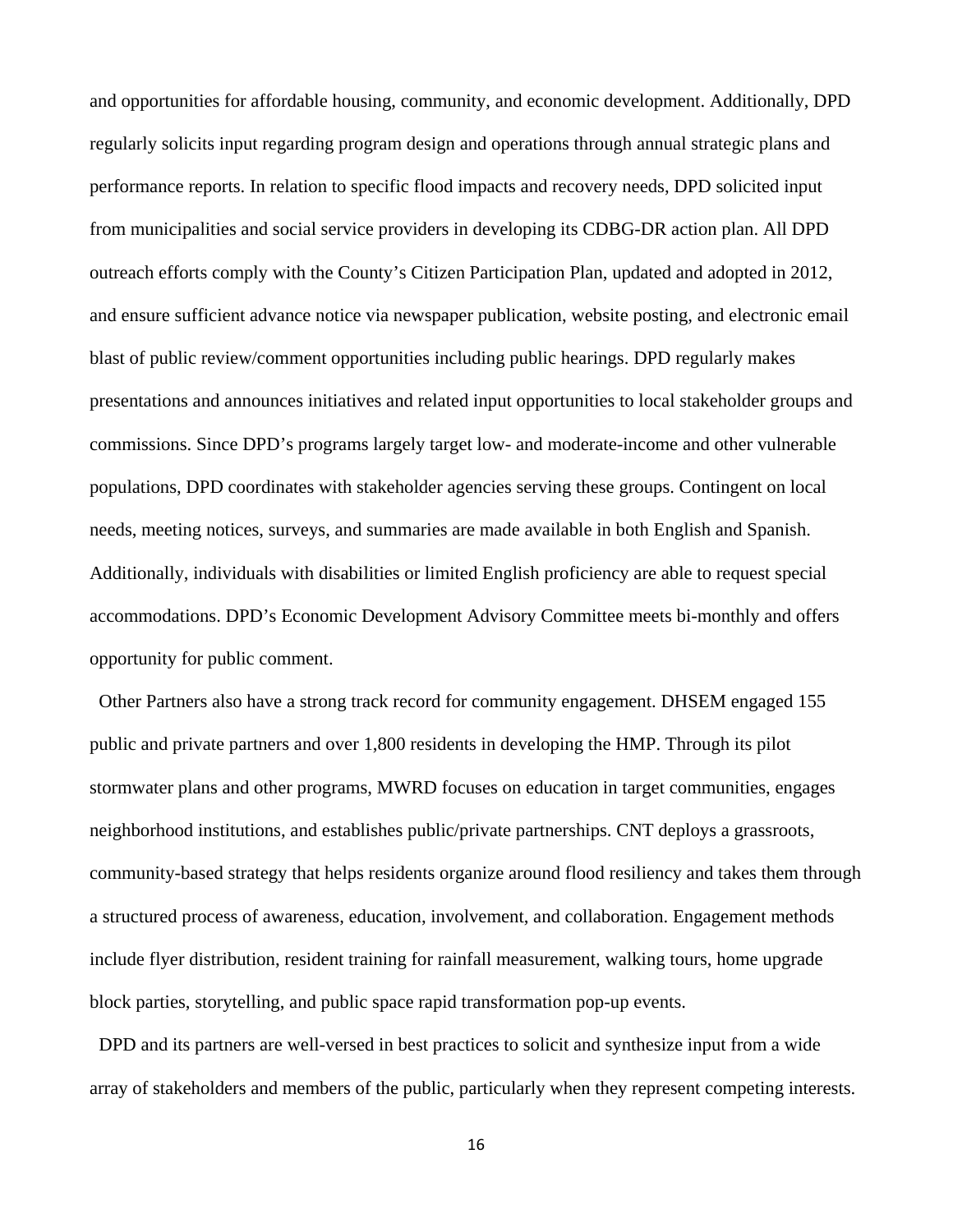and opportunities for affordable housing, community, and economic development. Additionally, DPD regularly solicits input regarding program design and operations through annual strategic plans and performance reports. In relation to specific flood impacts and recovery needs, DPD solicited input from municipalities and social service providers in developing its CDBG-DR action plan. All DPD outreach efforts comply with the County's Citizen Participation Plan, updated and adopted in 2012, and ensure sufficient advance notice via newspaper publication, website posting, and electronic email blast of public review/comment opportunities including public hearings. DPD regularly makes presentations and announces initiatives and related input opportunities to local stakeholder groups and commissions. Since DPD's programs largely target low- and moderate-income and other vulnerable populations, DPD coordinates with stakeholder agencies serving these groups. Contingent on local needs, meeting notices, surveys, and summaries are made available in both English and Spanish. Additionally, individuals with disabilities or limited English proficiency are able to request special accommodations. DPD's Economic Development Advisory Committee meets bi-monthly and offers opportunity for public comment.

Other Partners also have a strong track record for community engagement. DHSEM engaged 155 public and private partners and over 1,800 residents in developing the HMP. Through its pilot stormwater plans and other programs, MWRD focuses on education in target communities, engages neighborhood institutions, and establishes public/private partnerships. CNT deploys a grassroots, community-based strategy that helps residents organize around flood resiliency and takes them through a structured process of awareness, education, involvement, and collaboration. Engagement methods include flyer distribution, resident training for rainfall measurement, walking tours, home upgrade block parties, storytelling, and public space rapid transformation pop-up events.

DPD and its partners are well-versed in best practices to solicit and synthesize input from a wide array of stakeholders and members of the public, particularly when they represent competing interests.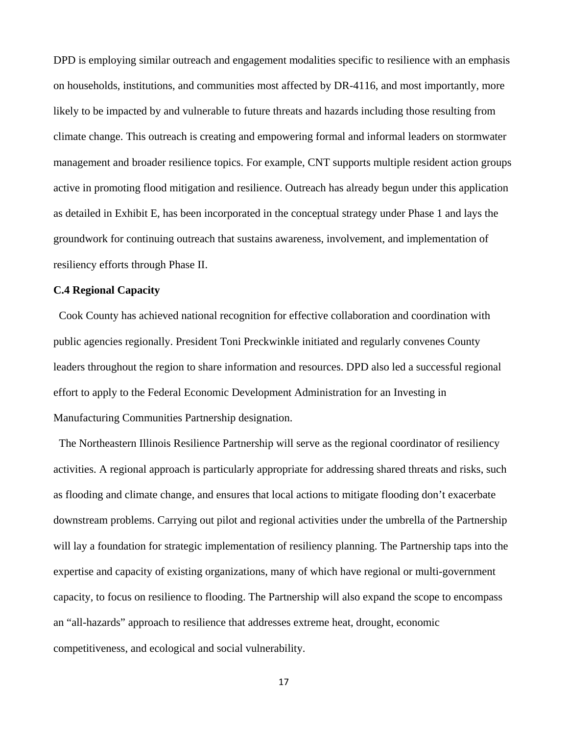DPD is employing similar outreach and engagement modalities specific to resilience with an emphasis on households, institutions, and communities most affected by DR-4116, and most importantly, more likely to be impacted by and vulnerable to future threats and hazards including those resulting from climate change. This outreach is creating and empowering formal and informal leaders on stormwater management and broader resilience topics. For example, CNT supports multiple resident action groups active in promoting flood mitigation and resilience. Outreach has already begun under this application as detailed in Exhibit E, has been incorporated in the conceptual strategy under Phase 1 and lays the groundwork for continuing outreach that sustains awareness, involvement, and implementation of resiliency efforts through Phase II.

**C.4 Regional Capacity**

Cook County has achieved national recognition for effective collaboration and coordination with public agencies regionally. President Toni Preckwinkle initiated and regularly convenes County leaders throughout the region to share information and resources. DPD also led a successful regional effort to apply to the Federal Economic Development Administration for an Investing in Manufacturing Communities Partnership designation.

The Northeastern Illinois Resilience Partnership will serve as the regional coordinator of resiliency activities. A regional approach is particularly appropriate for addressing shared threats and risks, such as flooding and climate change, and ensures that local actions to mitigate flooding don't exacerbate downstream problems. Carrying out pilot and regional activities under the umbrella of the Partnership will lay a foundation for strategic implementation of resiliency planning. The Partnership taps into the expertise and capacity of existing organizations, many of which have regional or multi-government capacity, to focus on resilience to flooding. The Partnership will also expand the scope to encompass an "all-hazards" approach to resilience that addresses extreme heat, drought, economic competitiveness, and ecological and social vulnerability.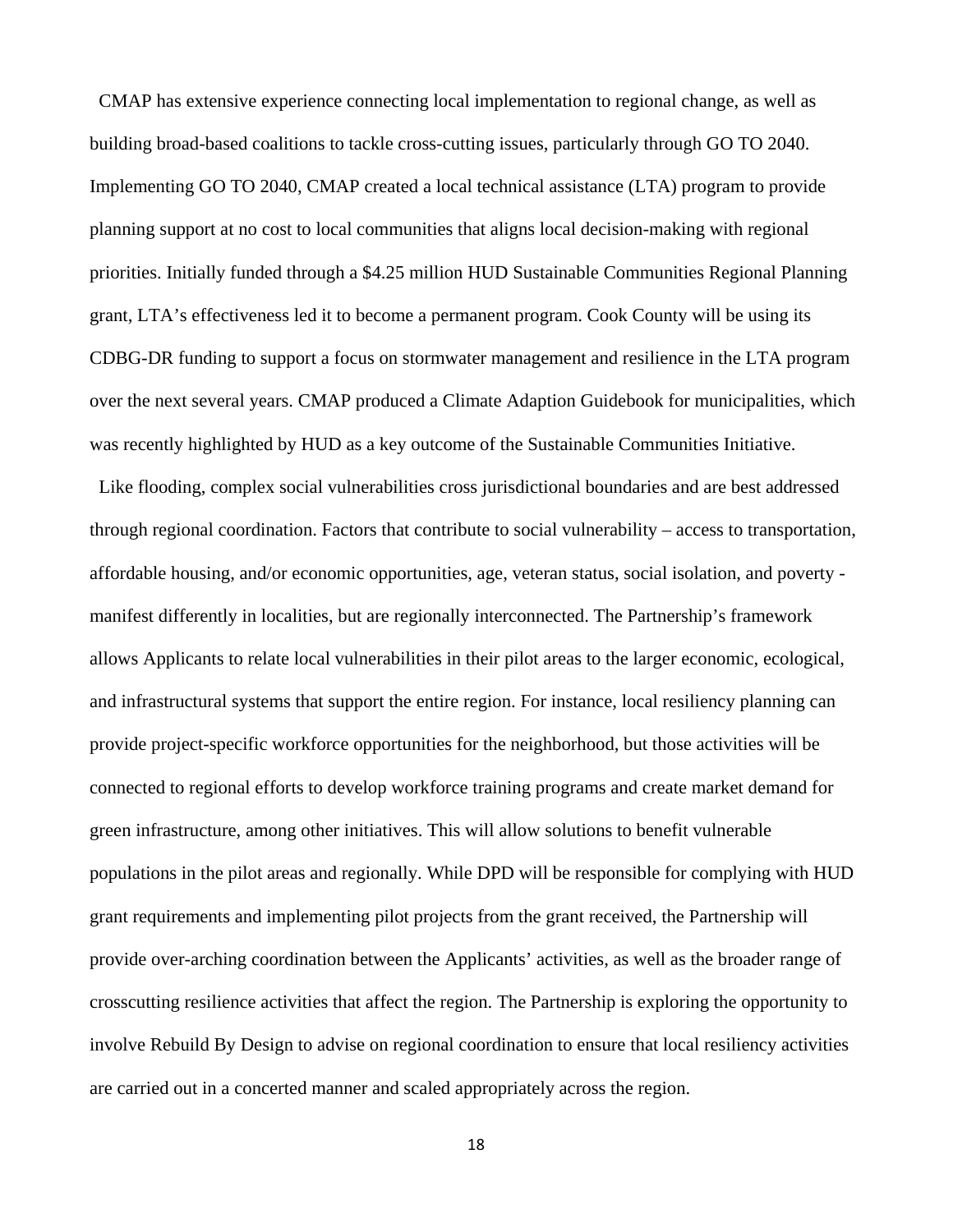CMAP has extensive experience connecting local implementation to regional change, as well as building broad-based coalitions to tackle cross-cutting issues, particularly through GO TO 2040. Implementing GO TO 2040, CMAP created a local technical assistance (LTA) program to provide planning support at no cost to local communities that aligns local decision-making with regional priorities. Initially funded through a $4.25 million HUD Sustainable Communities Regional Planning grant, LTA's effectiveness led it to become a permanent program. Cook County will be using its CDBG-DR funding to support a focus on stormwater management and resilience in the LTA program over the next several years. CMAP produced a Climate Adaption Guidebook for municipalities, which was recently highlighted by HUD as a key outcome of the Sustainable Communities Initiative.

Like flooding, complex social vulnerabilities cross jurisdictional boundaries and are best addressed through regional coordination. Factors that contribute to social vulnerability – access to transportation, affordable housing, and/or economic opportunities, age, veteran status, social isolation, and poverty - manifest differently in localities, but are regionally interconnected. The Partnership's framework allows Applicants to relate local vulnerabilities in their pilot areas to the larger economic, ecological, and infrastructural systems that support the entire region. For instance, local resiliency planning can provide project-specific workforce opportunities for the neighborhood, but those activities will be connected to regional efforts to develop workforce training programs and create market demand for green infrastructure, among other initiatives. This will allow solutions to benefit vulnerable populations in the pilot areas and regionally. While DPD will be responsible for complying with HUD grant requirements and implementing pilot projects from the grant received, the Partnership will provide over-arching coordination between the Applicants' activities, as well as the broader range of crosscutting resilience activities that affect the region. The Partnership is exploring the opportunity to involve Rebuild By Design to advise on regional coordination to ensure that local resiliency activities are carried out in a concerted manner and scaled appropriately across the region.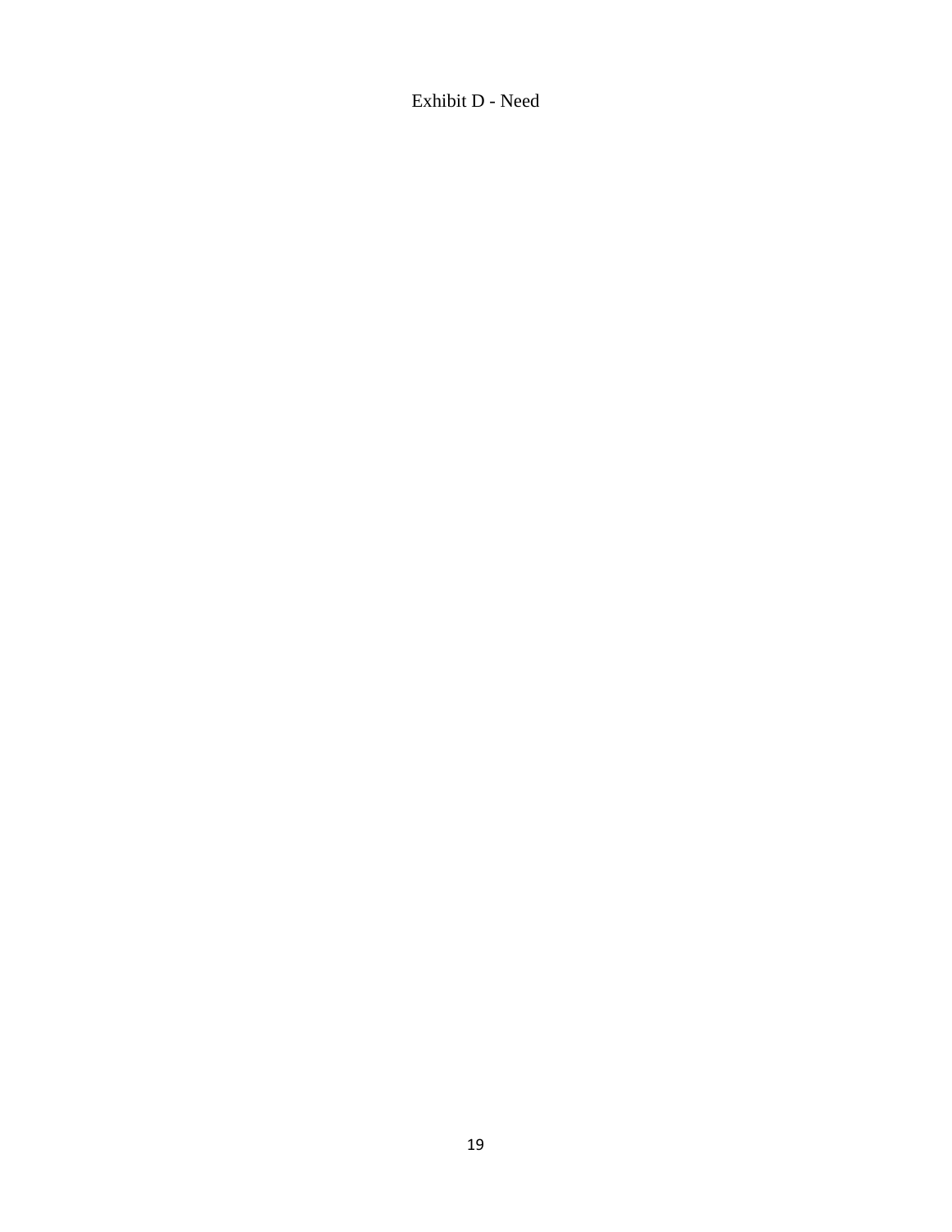Exhibit D - Need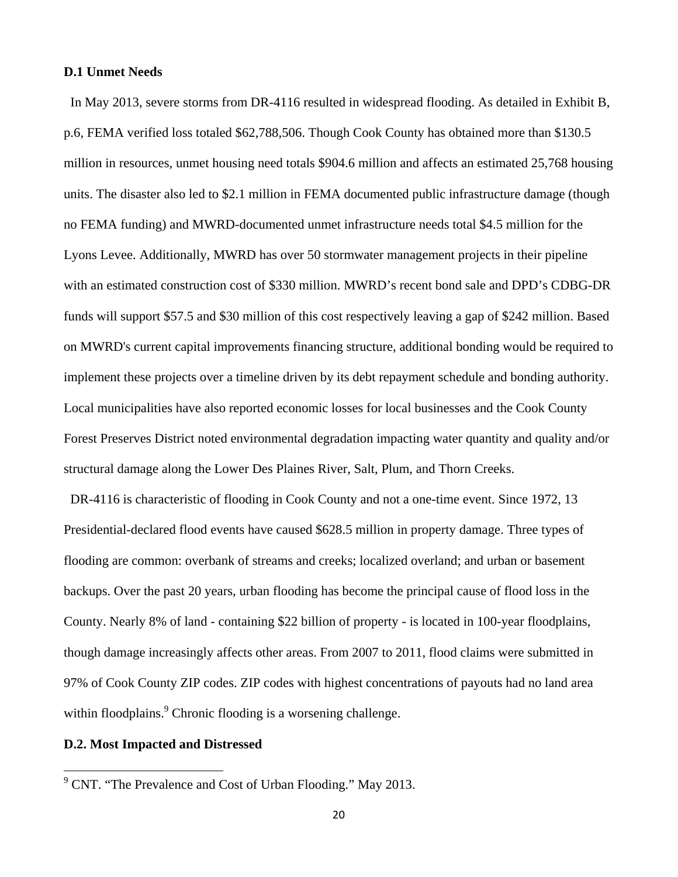**D.1 Unmet Needs**

In May 2013, severe storms from DR-4116 resulted in widespread flooding. As detailed in Exhibit B, p.6, FEMA verified loss totaled $62,788,506. Though Cook County has obtained more than $130.5 million in resources, unmet housing need totals $904.6 million and affects an estimated 25,768 housing units. The disaster also led to $2.1 million in FEMA documented public infrastructure damage (though no FEMA funding) and MWRD-documented unmet infrastructure needs total $4.5 million for the Lyons Levee. Additionally, MWRD has over 50 stormwater management projects in their pipeline with an estimated construction cost of $330 million. MWRD's recent bond sale and DPD's CDBG-DR funds will support $57.5 and $30 million of this cost respectively leaving a gap of $242 million. Based on MWRD's current capital improvements financing structure, additional bonding would be required to implement these projects over a timeline driven by its debt repayment schedule and bonding authority. Local municipalities have also reported economic losses for local businesses and the Cook County Forest Preserves District noted environmental degradation impacting water quantity and quality and/or structural damage along the Lower Des Plaines River, Salt, Plum, and Thorn Creeks.

DR-4116 is characteristic of flooding in Cook County and not a one-time event. Since 1972, 13 Presidential-declared flood events have caused $628.5 million in property damage. Three types of flooding are common: overbank of streams and creeks; localized overland; and urban or basement backups. Over the past 20 years, urban flooding has become the principal cause of flood loss in the County. Nearly 8% of land - containing $22 billion of property - is located in 100-year floodplains, though damage increasingly affects other areas. From 2007 to 2011, flood claims were submitted in 97% of Cook County ZIP codes. ZIP codes with highest concentrations of payouts had no land area within floodplains.[9] Chronic flooding is a worsening challenge.

**D.2. Most Impacted and Distressed**

[9] CNT. "The Prevalence and Cost of Urban Flooding." May 2013.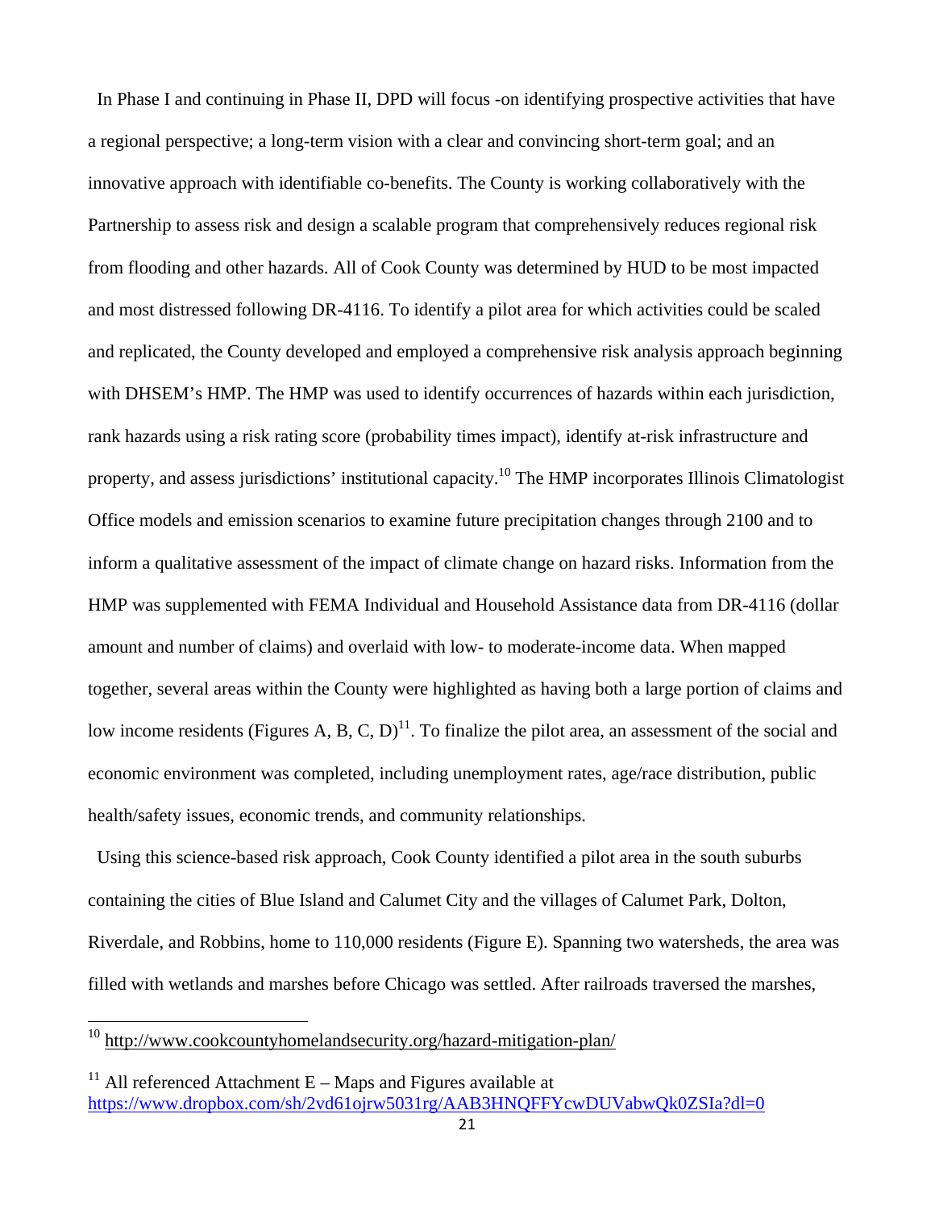In Phase I and continuing in Phase II, DPD will focus -on identifying prospective activities that have a regional perspective; a long-term vision with a clear and convincing short-term goal; and an innovative approach with identifiable co-benefits. The County is working collaboratively with the Partnership to assess risk and design a scalable program that comprehensively reduces regional risk from flooding and other hazards. All of Cook County was determined by HUD to be most impacted and most distressed following DR-4116. To identify a pilot area for which activities could be scaled and replicated, the County developed and employed a comprehensive risk analysis approach beginning with DHSEM's HMP. The HMP was used to identify occurrences of hazards within each jurisdiction, rank hazards using a risk rating score (probability times impact), identify at-risk infrastructure and property, and assess jurisdictions' institutional capacity.[10] The HMP incorporates Illinois Climatologist Office models and emission scenarios to examine future precipitation changes through 2100 and to inform a qualitative assessment of the impact of climate change on hazard risks. Information from the HMP was supplemented with FEMA Individual and Household Assistance data from DR-4116 (dollar amount and number of claims) and overlaid with low- to moderate-income data. When mapped together, several areas within the County were highlighted as having both a large portion of claims and low income residents (Figures A, B, C, D)[11]. To finalize the pilot area, an assessment of the social and economic environment was completed, including unemployment rates, age/race distribution, public health/safety issues, economic trends, and community relationships.

Using this science-based risk approach, Cook County identified a pilot area in the south suburbs containing the cities of Blue Island and Calumet City and the villages of Calumet Park, Dolton, Riverdale, and Robbins, home to 110,000 residents (Figure E). Spanning two watersheds, the area was filled with wetlands and marshes before Chicago was settled. After railroads traversed the marshes,

---

[10] http://www.cookcountyhomelandsecurity.org/hazard-mitigation-plan/

[11] All referenced Attachment E – Maps and Figures available at https://www.dropbox.com/sh/2vd61ojrw5031rg/AAB3HNQFFYcwDUVabwQk0ZSIa?dl=0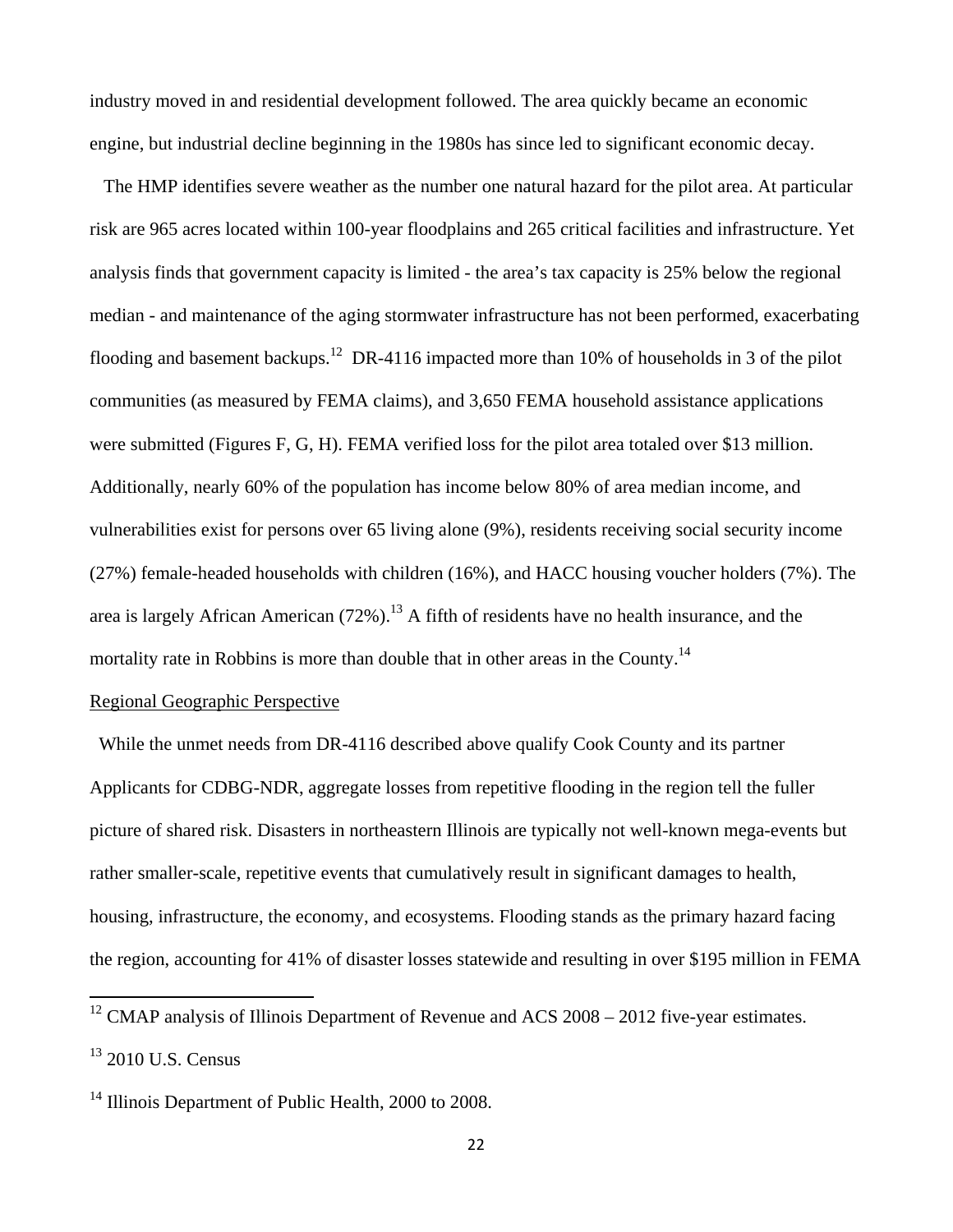industry moved in and residential development followed. The area quickly became an economic engine, but industrial decline beginning in the 1980s has since led to significant economic decay.

The HMP identifies severe weather as the number one natural hazard for the pilot area. At particular risk are 965 acres located within 100-year floodplains and 265 critical facilities and infrastructure. Yet analysis finds that government capacity is limited - the area's tax capacity is 25% below the regional median - and maintenance of the aging stormwater infrastructure has not been performed, exacerbating flooding and basement backups.[12] DR-4116 impacted more than 10% of households in 3 of the pilot communities (as measured by FEMA claims), and 3,650 FEMA household assistance applications were submitted (Figures F, G, H). FEMA verified loss for the pilot area totaled over $13 million. Additionally, nearly 60% of the population has income below 80% of area median income, and vulnerabilities exist for persons over 65 living alone (9%), residents receiving social security income (27%) female-headed households with children (16%), and HACC housing voucher holders (7%). The area is largely African American (72%).[13] A fifth of residents have no health insurance, and the mortality rate in Robbins is more than double that in other areas in the County.[14]

<u>Regional Geographic Perspective</u>

While the unmet needs from DR-4116 described above qualify Cook County and its partner Applicants for CDBG-NDR, aggregate losses from repetitive flooding in the region tell the fuller picture of shared risk. Disasters in northeastern Illinois are typically not well-known mega-events but rather smaller-scale, repetitive events that cumulatively result in significant damages to health, housing, infrastructure, the economy, and ecosystems. Flooding stands as the primary hazard facing the region, accounting for 41% of disaster losses statewide and resulting in over $195 million in FEMA

[12] CMAP analysis of Illinois Department of Revenue and ACS 2008 – 2012 five-year estimates.

[13] 2010 U.S. Census

[14] Illinois Department of Public Health, 2000 to 2008.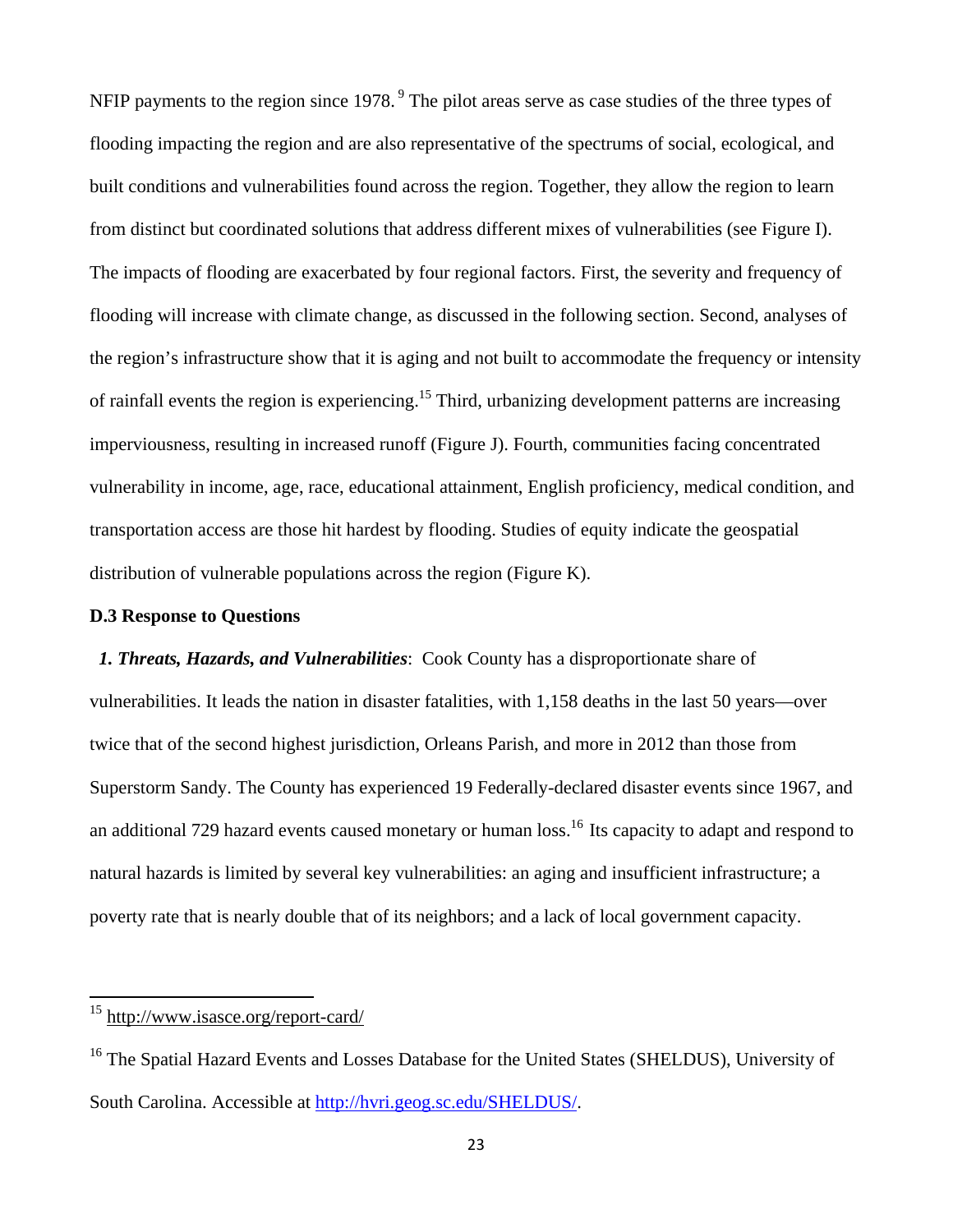NFIP payments to the region since 1978.[9] The pilot areas serve as case studies of the three types of flooding impacting the region and are also representative of the spectrums of social, ecological, and built conditions and vulnerabilities found across the region. Together, they allow the region to learn from distinct but coordinated solutions that address different mixes of vulnerabilities (see Figure I). The impacts of flooding are exacerbated by four regional factors. First, the severity and frequency of flooding will increase with climate change, as discussed in the following section. Second, analyses of the region's infrastructure show that it is aging and not built to accommodate the frequency or intensity of rainfall events the region is experiencing.[15] Third, urbanizing development patterns are increasing imperviousness, resulting in increased runoff (Figure J). Fourth, communities facing concentrated vulnerability in income, age, race, educational attainment, English proficiency, medical condition, and transportation access are those hit hardest by flooding. Studies of equity indicate the geospatial distribution of vulnerable populations across the region (Figure K).

### D.3 Response to Questions

***1. Threats, Hazards, and Vulnerabilities***: Cook County has a disproportionate share of vulnerabilities. It leads the nation in disaster fatalities, with 1,158 deaths in the last 50 years—over twice that of the second highest jurisdiction, Orleans Parish, and more in 2012 than those from Superstorm Sandy. The County has experienced 19 Federally-declared disaster events since 1967, and an additional 729 hazard events caused monetary or human loss.[16] Its capacity to adapt and respond to natural hazards is limited by several key vulnerabilities: an aging and insufficient infrastructure; a poverty rate that is nearly double that of its neighbors; and a lack of local government capacity.

---

[15] http://www.isasce.org/report-card/

[16] The Spatial Hazard Events and Losses Database for the United States (SHELDUS), University of South Carolina. Accessible at http://hvri.geog.sc.edu/SHELDUS/.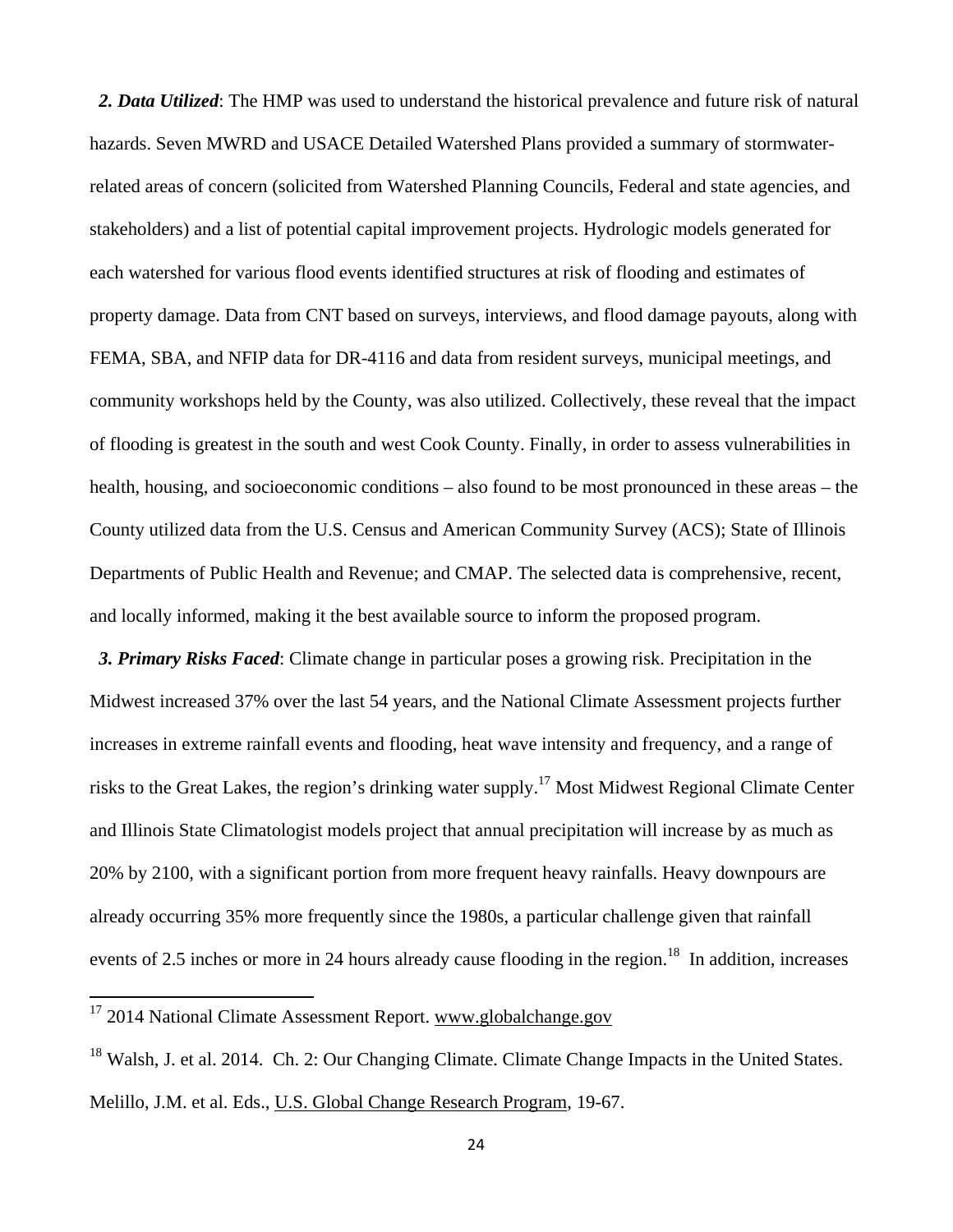***2. Data Utilized***: The HMP was used to understand the historical prevalence and future risk of natural hazards. Seven MWRD and USACE Detailed Watershed Plans provided a summary of stormwater-related areas of concern (solicited from Watershed Planning Councils, Federal and state agencies, and stakeholders) and a list of potential capital improvement projects. Hydrologic models generated for each watershed for various flood events identified structures at risk of flooding and estimates of property damage. Data from CNT based on surveys, interviews, and flood damage payouts, along with FEMA, SBA, and NFIP data for DR-4116 and data from resident surveys, municipal meetings, and community workshops held by the County, was also utilized. Collectively, these reveal that the impact of flooding is greatest in the south and west Cook County. Finally, in order to assess vulnerabilities in health, housing, and socioeconomic conditions – also found to be most pronounced in these areas – the County utilized data from the U.S. Census and American Community Survey (ACS); State of Illinois Departments of Public Health and Revenue; and CMAP. The selected data is comprehensive, recent, and locally informed, making it the best available source to inform the proposed program.

***3. Primary Risks Faced***: Climate change in particular poses a growing risk. Precipitation in the Midwest increased 37% over the last 54 years, and the National Climate Assessment projects further increases in extreme rainfall events and flooding, heat wave intensity and frequency, and a range of risks to the Great Lakes, the region's drinking water supply.[17] Most Midwest Regional Climate Center and Illinois State Climatologist models project that annual precipitation will increase by as much as 20% by 2100, with a significant portion from more frequent heavy rainfalls. Heavy downpours are already occurring 35% more frequently since the 1980s, a particular challenge given that rainfall events of 2.5 inches or more in 24 hours already cause flooding in the region.[18] In addition, increases

[17] 2014 National Climate Assessment Report. www.globalchange.gov

[18] Walsh, J. et al. 2014. Ch. 2: Our Changing Climate. Climate Change Impacts in the United States. Melillo, J.M. et al. Eds., U.S. Global Change Research Program, 19-67.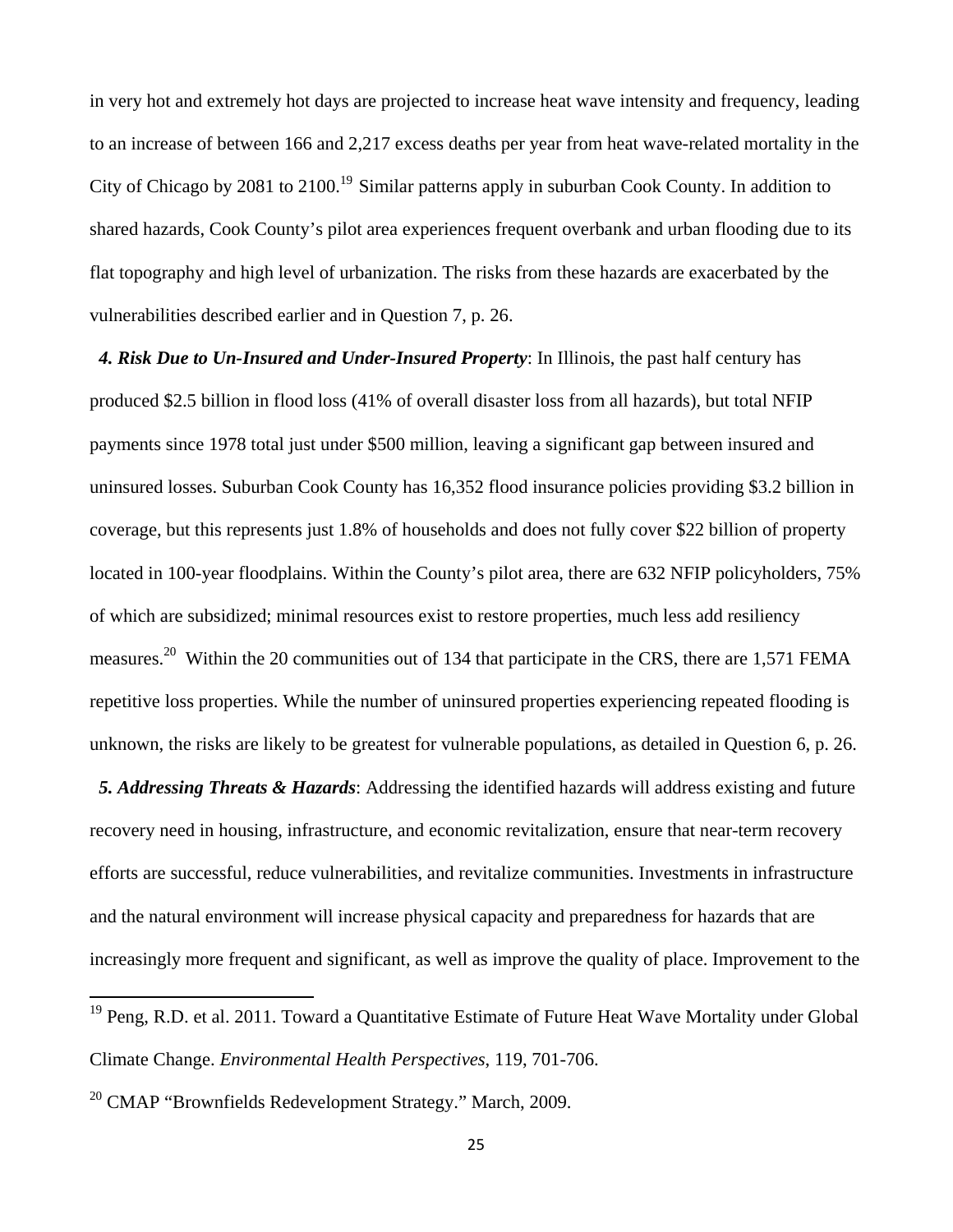in very hot and extremely hot days are projected to increase heat wave intensity and frequency, leading to an increase of between 166 and 2,217 excess deaths per year from heat wave-related mortality in the City of Chicago by 2081 to 2100.[19] Similar patterns apply in suburban Cook County. In addition to shared hazards, Cook County's pilot area experiences frequent overbank and urban flooding due to its flat topography and high level of urbanization. The risks from these hazards are exacerbated by the vulnerabilities described earlier and in Question 7, p. 26.

***4. Risk Due to Un-Insured and Under-Insured Property***: In Illinois, the past half century has produced $2.5 billion in flood loss (41% of overall disaster loss from all hazards), but total NFIP payments since 1978 total just under $500 million, leaving a significant gap between insured and uninsured losses. Suburban Cook County has 16,352 flood insurance policies providing $3.2 billion in coverage, but this represents just 1.8% of households and does not fully cover $22 billion of property located in 100-year floodplains. Within the County's pilot area, there are 632 NFIP policyholders, 75% of which are subsidized; minimal resources exist to restore properties, much less add resiliency measures.[20] Within the 20 communities out of 134 that participate in the CRS, there are 1,571 FEMA repetitive loss properties. While the number of uninsured properties experiencing repeated flooding is unknown, the risks are likely to be greatest for vulnerable populations, as detailed in Question 6, p. 26.

***5. Addressing Threats & Hazards***: Addressing the identified hazards will address existing and future recovery need in housing, infrastructure, and economic revitalization, ensure that near-term recovery efforts are successful, reduce vulnerabilities, and revitalize communities. Investments in infrastructure and the natural environment will increase physical capacity and preparedness for hazards that are increasingly more frequent and significant, as well as improve the quality of place. Improvement to the

[19] Peng, R.D. et al. 2011. Toward a Quantitative Estimate of Future Heat Wave Mortality under Global Climate Change. *Environmental Health Perspectives*, 119, 701-706.

[20] CMAP "Brownfields Redevelopment Strategy." March, 2009.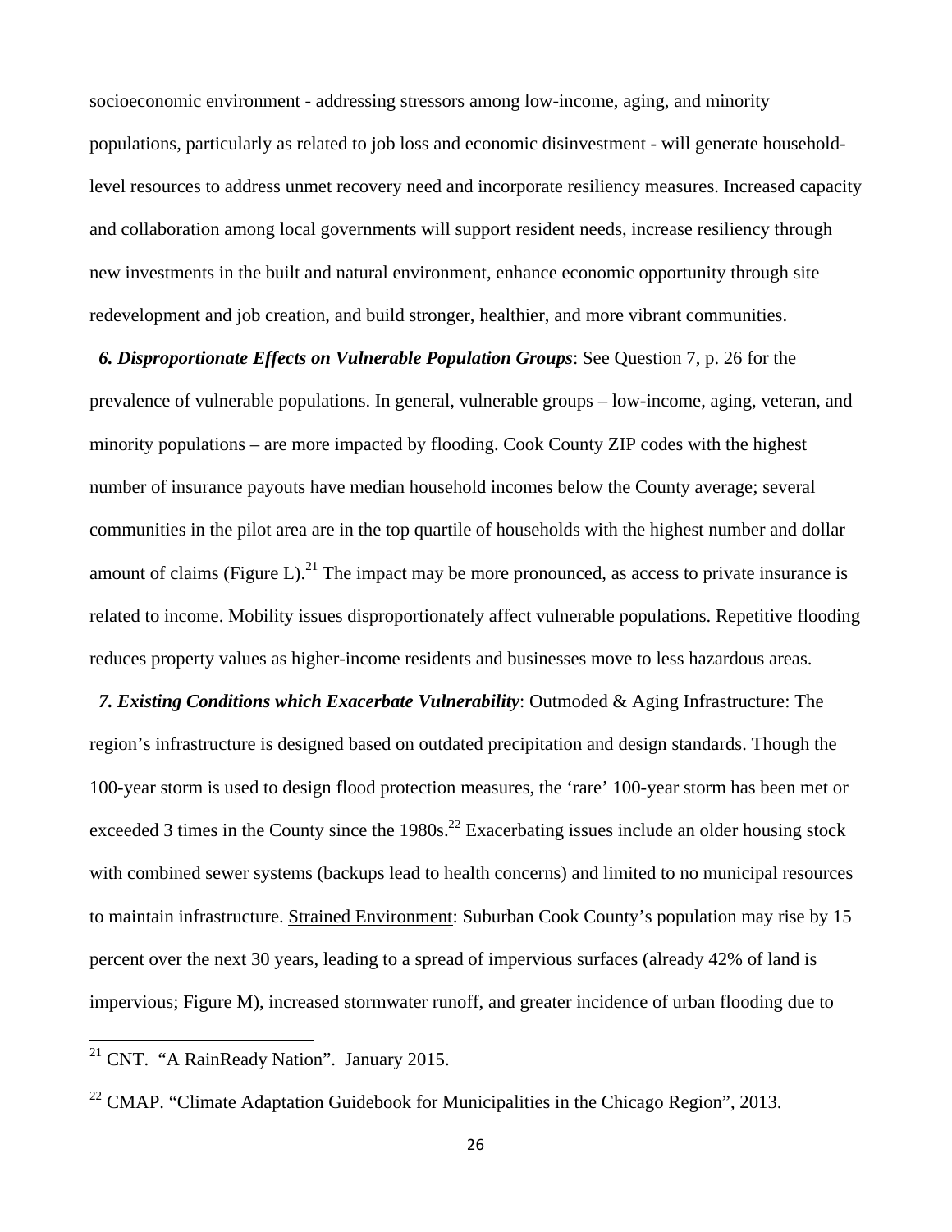socioeconomic environment - addressing stressors among low-income, aging, and minority populations, particularly as related to job loss and economic disinvestment - will generate household-level resources to address unmet recovery need and incorporate resiliency measures. Increased capacity and collaboration among local governments will support resident needs, increase resiliency through new investments in the built and natural environment, enhance economic opportunity through site redevelopment and job creation, and build stronger, healthier, and more vibrant communities.

***6. Disproportionate Effects on Vulnerable Population Groups***: See Question 7, p. 26 for the prevalence of vulnerable populations. In general, vulnerable groups – low-income, aging, veteran, and minority populations – are more impacted by flooding. Cook County ZIP codes with the highest number of insurance payouts have median household incomes below the County average; several communities in the pilot area are in the top quartile of households with the highest number and dollar amount of claims (Figure L).[21] The impact may be more pronounced, as access to private insurance is related to income. Mobility issues disproportionately affect vulnerable populations. Repetitive flooding reduces property values as higher-income residents and businesses move to less hazardous areas.

***7. Existing Conditions which Exacerbate Vulnerability***: <u>Outmoded & Aging Infrastructure</u>: The region's infrastructure is designed based on outdated precipitation and design standards. Though the 100-year storm is used to design flood protection measures, the 'rare' 100-year storm has been met or exceeded 3 times in the County since the 1980s.[22] Exacerbating issues include an older housing stock with combined sewer systems (backups lead to health concerns) and limited to no municipal resources to maintain infrastructure. <u>Strained Environment</u>: Suburban Cook County's population may rise by 15 percent over the next 30 years, leading to a spread of impervious surfaces (already 42% of land is impervious; Figure M), increased stormwater runoff, and greater incidence of urban flooding due to

---

[21] CNT. "A RainReady Nation". January 2015.

[22] CMAP. "Climate Adaptation Guidebook for Municipalities in the Chicago Region", 2013.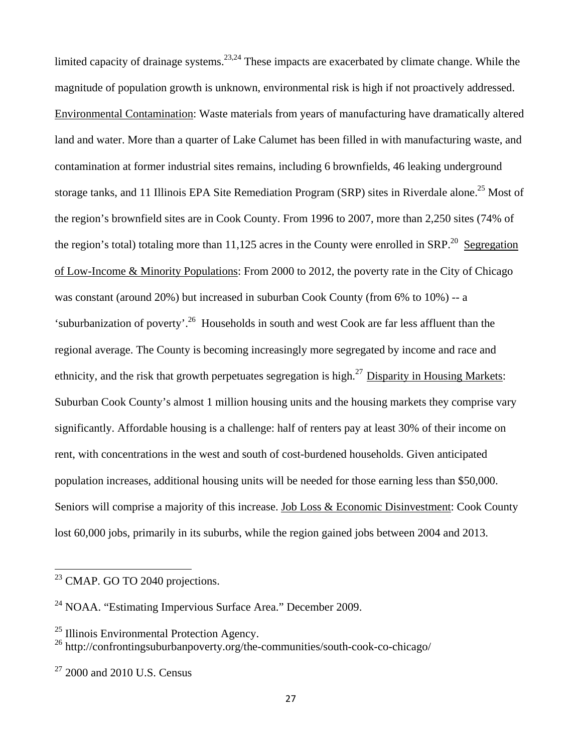limited capacity of drainage systems.[23,24] These impacts are exacerbated by climate change. While the magnitude of population growth is unknown, environmental risk is high if not proactively addressed. <u>Environmental Contamination</u>: Waste materials from years of manufacturing have dramatically altered land and water. More than a quarter of Lake Calumet has been filled in with manufacturing waste, and contamination at former industrial sites remains, including 6 brownfields, 46 leaking underground storage tanks, and 11 Illinois EPA Site Remediation Program (SRP) sites in Riverdale alone.[25] Most of the region's brownfield sites are in Cook County. From 1996 to 2007, more than 2,250 sites (74% of the region's total) totaling more than 11,125 acres in the County were enrolled in SRP.[20] <u>Segregation of Low-Income & Minority Populations</u>: From 2000 to 2012, the poverty rate in the City of Chicago was constant (around 20%) but increased in suburban Cook County (from 6% to 10%) -- a 'suburbanization of poverty'.[26] Households in south and west Cook are far less affluent than the regional average. The County is becoming increasingly more segregated by income and race and ethnicity, and the risk that growth perpetuates segregation is high.[27] <u>Disparity in Housing Markets</u>: Suburban Cook County's almost 1 million housing units and the housing markets they comprise vary significantly. Affordable housing is a challenge: half of renters pay at least 30% of their income on rent, with concentrations in the west and south of cost-burdened households. Given anticipated population increases, additional housing units will be needed for those earning less than $50,000. Seniors will comprise a majority of this increase. <u>Job Loss & Economic Disinvestment</u>: Cook County lost 60,000 jobs, primarily in its suburbs, while the region gained jobs between 2004 and 2013.

---

[23] CMAP. GO TO 2040 projections.

[24] NOAA. "Estimating Impervious Surface Area." December 2009.

[25] Illinois Environmental Protection Agency.

[26] http://confrontingsuburbanpoverty.org/the-communities/south-cook-co-chicago/

[27] 2000 and 2010 U.S. Census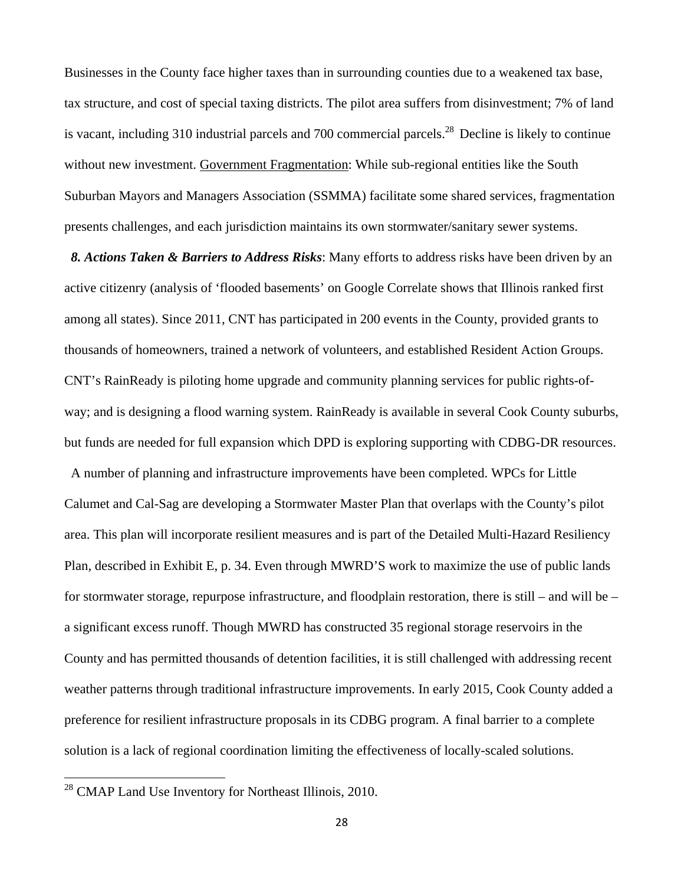Businesses in the County face higher taxes than in surrounding counties due to a weakened tax base, tax structure, and cost of special taxing districts. The pilot area suffers from disinvestment; 7% of land is vacant, including 310 industrial parcels and 700 commercial parcels.[28] Decline is likely to continue without new investment. Government Fragmentation: While sub-regional entities like the South Suburban Mayors and Managers Association (SSMMA) facilitate some shared services, fragmentation presents challenges, and each jurisdiction maintains its own stormwater/sanitary sewer systems.

***8. Actions Taken & Barriers to Address Risks***: Many efforts to address risks have been driven by an active citizenry (analysis of 'flooded basements' on Google Correlate shows that Illinois ranked first among all states). Since 2011, CNT has participated in 200 events in the County, provided grants to thousands of homeowners, trained a network of volunteers, and established Resident Action Groups. CNT's RainReady is piloting home upgrade and community planning services for public rights-of-way; and is designing a flood warning system. RainReady is available in several Cook County suburbs, but funds are needed for full expansion which DPD is exploring supporting with CDBG-DR resources.

A number of planning and infrastructure improvements have been completed. WPCs for Little Calumet and Cal-Sag are developing a Stormwater Master Plan that overlaps with the County's pilot area. This plan will incorporate resilient measures and is part of the Detailed Multi-Hazard Resiliency Plan, described in Exhibit E, p. 34. Even through MWRD'S work to maximize the use of public lands for stormwater storage, repurpose infrastructure, and floodplain restoration, there is still – and will be – a significant excess runoff. Though MWRD has constructed 35 regional storage reservoirs in the County and has permitted thousands of detention facilities, it is still challenged with addressing recent weather patterns through traditional infrastructure improvements. In early 2015, Cook County added a preference for resilient infrastructure proposals in its CDBG program. A final barrier to a complete solution is a lack of regional coordination limiting the effectiveness of locally-scaled solutions.

[28] CMAP Land Use Inventory for Northeast Illinois, 2010.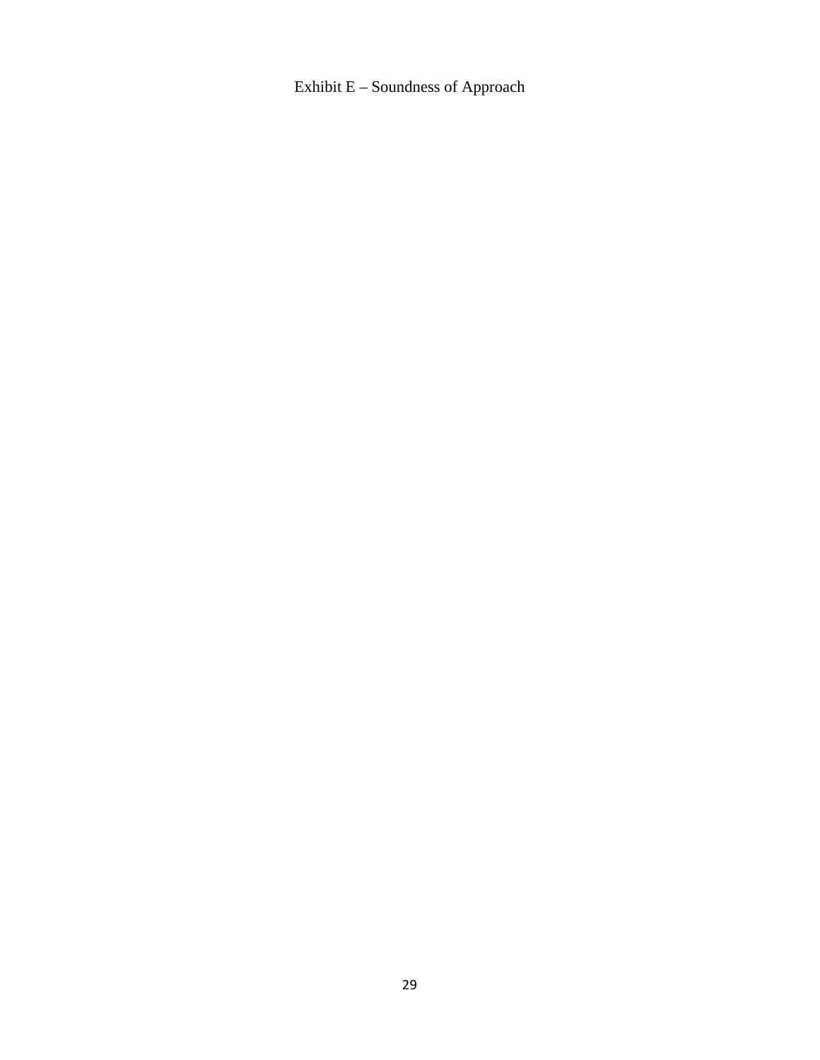# Exhibit E – Soundness of Approach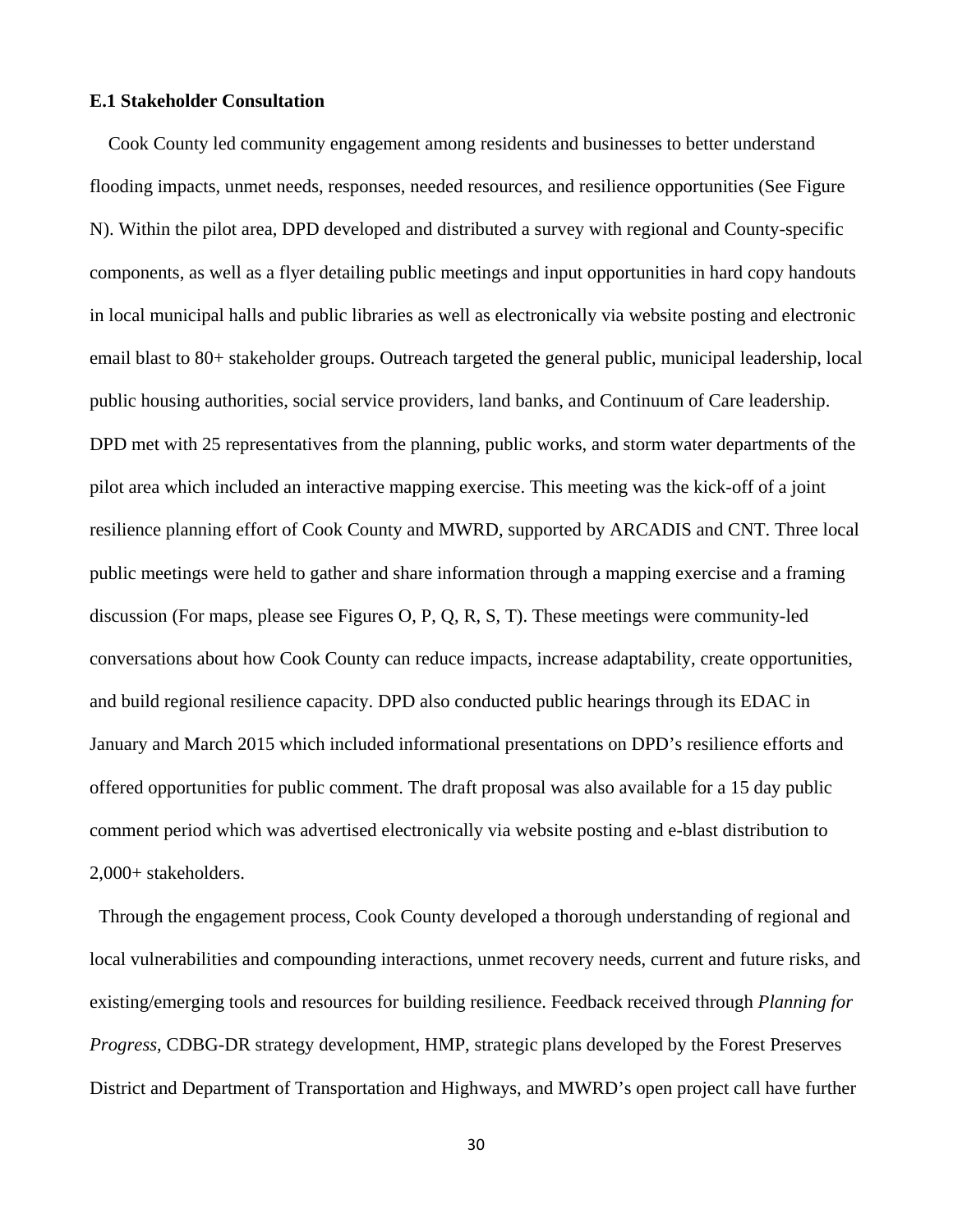**E.1 Stakeholder Consultation**

Cook County led community engagement among residents and businesses to better understand flooding impacts, unmet needs, responses, needed resources, and resilience opportunities (See Figure N). Within the pilot area, DPD developed and distributed a survey with regional and County-specific components, as well as a flyer detailing public meetings and input opportunities in hard copy handouts in local municipal halls and public libraries as well as electronically via website posting and electronic email blast to 80+ stakeholder groups. Outreach targeted the general public, municipal leadership, local public housing authorities, social service providers, land banks, and Continuum of Care leadership. DPD met with 25 representatives from the planning, public works, and storm water departments of the pilot area which included an interactive mapping exercise. This meeting was the kick-off of a joint resilience planning effort of Cook County and MWRD, supported by ARCADIS and CNT. Three local public meetings were held to gather and share information through a mapping exercise and a framing discussion (For maps, please see Figures O, P, Q, R, S, T). These meetings were community-led conversations about how Cook County can reduce impacts, increase adaptability, create opportunities, and build regional resilience capacity. DPD also conducted public hearings through its EDAC in January and March 2015 which included informational presentations on DPD's resilience efforts and offered opportunities for public comment. The draft proposal was also available for a 15 day public comment period which was advertised electronically via website posting and e-blast distribution to 2,000+ stakeholders.

Through the engagement process, Cook County developed a thorough understanding of regional and local vulnerabilities and compounding interactions, unmet recovery needs, current and future risks, and existing/emerging tools and resources for building resilience. Feedback received through *Planning for Progress*, CDBG-DR strategy development, HMP, strategic plans developed by the Forest Preserves District and Department of Transportation and Highways, and MWRD's open project call have further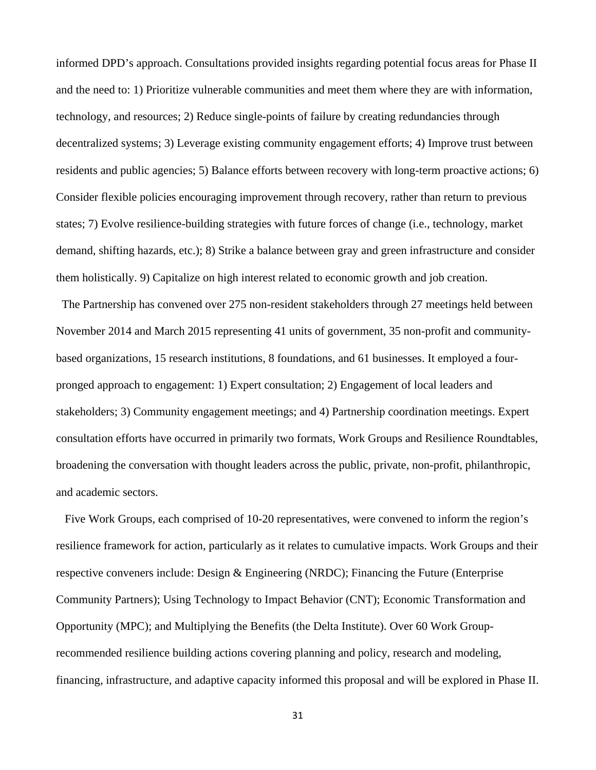informed DPD's approach. Consultations provided insights regarding potential focus areas for Phase II and the need to: 1) Prioritize vulnerable communities and meet them where they are with information, technology, and resources; 2) Reduce single-points of failure by creating redundancies through decentralized systems; 3) Leverage existing community engagement efforts; 4) Improve trust between residents and public agencies; 5) Balance efforts between recovery with long-term proactive actions; 6) Consider flexible policies encouraging improvement through recovery, rather than return to previous states; 7) Evolve resilience-building strategies with future forces of change (i.e., technology, market demand, shifting hazards, etc.); 8) Strike a balance between gray and green infrastructure and consider them holistically. 9) Capitalize on high interest related to economic growth and job creation.

The Partnership has convened over 275 non-resident stakeholders through 27 meetings held between November 2014 and March 2015 representing 41 units of government, 35 non-profit and community-based organizations, 15 research institutions, 8 foundations, and 61 businesses. It employed a four-pronged approach to engagement: 1) Expert consultation; 2) Engagement of local leaders and stakeholders; 3) Community engagement meetings; and 4) Partnership coordination meetings. Expert consultation efforts have occurred in primarily two formats, Work Groups and Resilience Roundtables, broadening the conversation with thought leaders across the public, private, non-profit, philanthropic, and academic sectors.

Five Work Groups, each comprised of 10-20 representatives, were convened to inform the region's resilience framework for action, particularly as it relates to cumulative impacts. Work Groups and their respective conveners include: Design & Engineering (NRDC); Financing the Future (Enterprise Community Partners); Using Technology to Impact Behavior (CNT); Economic Transformation and Opportunity (MPC); and Multiplying the Benefits (the Delta Institute). Over 60 Work Group-recommended resilience building actions covering planning and policy, research and modeling, financing, infrastructure, and adaptive capacity informed this proposal and will be explored in Phase II.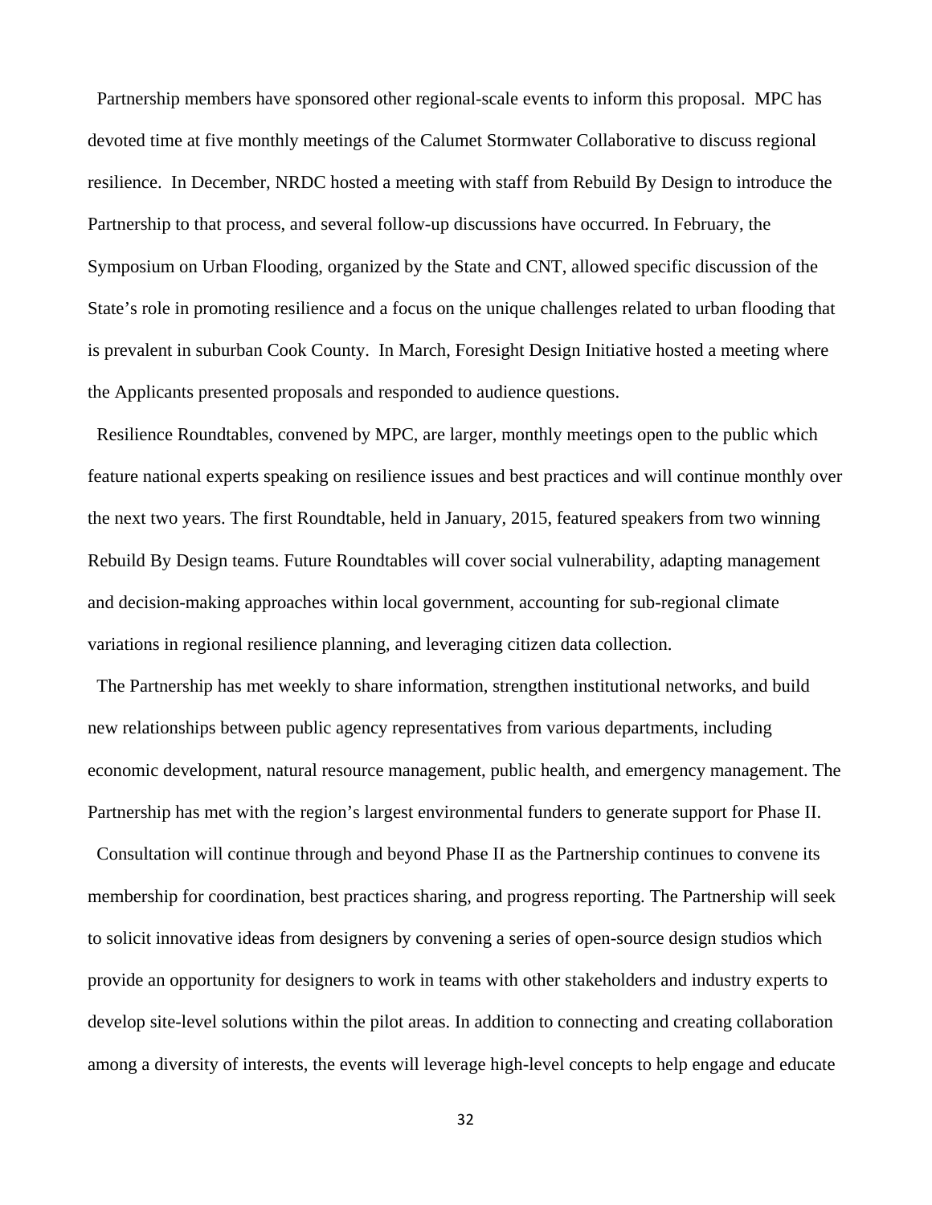Partnership members have sponsored other regional-scale events to inform this proposal.  MPC has devoted time at five monthly meetings of the Calumet Stormwater Collaborative to discuss regional resilience.  In December, NRDC hosted a meeting with staff from Rebuild By Design to introduce the Partnership to that process, and several follow-up discussions have occurred. In February, the Symposium on Urban Flooding, organized by the State and CNT, allowed specific discussion of the State's role in promoting resilience and a focus on the unique challenges related to urban flooding that is prevalent in suburban Cook County.  In March, Foresight Design Initiative hosted a meeting where the Applicants presented proposals and responded to audience questions.

Resilience Roundtables, convened by MPC, are larger, monthly meetings open to the public which feature national experts speaking on resilience issues and best practices and will continue monthly over the next two years. The first Roundtable, held in January, 2015, featured speakers from two winning Rebuild By Design teams. Future Roundtables will cover social vulnerability, adapting management and decision-making approaches within local government, accounting for sub-regional climate variations in regional resilience planning, and leveraging citizen data collection.

The Partnership has met weekly to share information, strengthen institutional networks, and build new relationships between public agency representatives from various departments, including economic development, natural resource management, public health, and emergency management. The Partnership has met with the region's largest environmental funders to generate support for Phase II.

Consultation will continue through and beyond Phase II as the Partnership continues to convene its membership for coordination, best practices sharing, and progress reporting. The Partnership will seek to solicit innovative ideas from designers by convening a series of open-source design studios which provide an opportunity for designers to work in teams with other stakeholders and industry experts to develop site-level solutions within the pilot areas. In addition to connecting and creating collaboration among a diversity of interests, the events will leverage high-level concepts to help engage and educate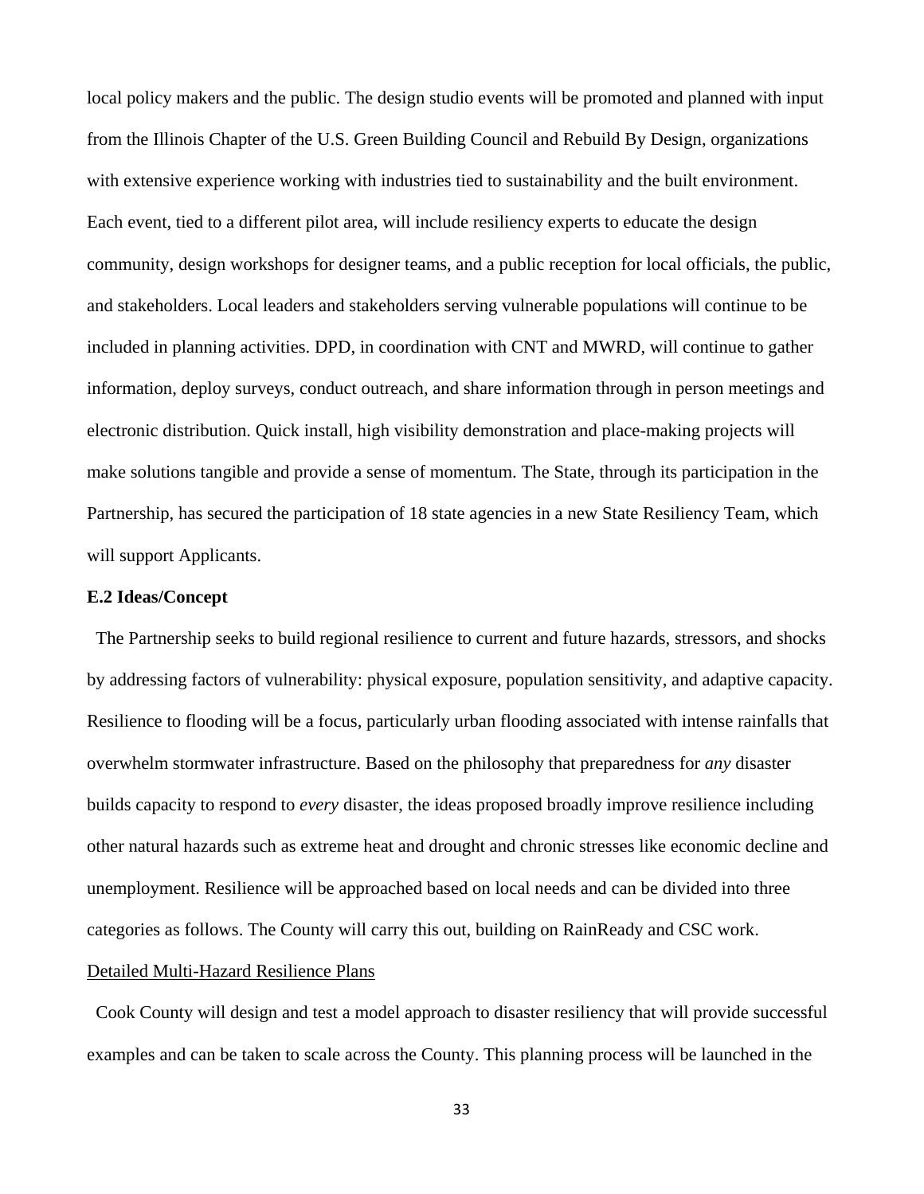local policy makers and the public. The design studio events will be promoted and planned with input from the Illinois Chapter of the U.S. Green Building Council and Rebuild By Design, organizations with extensive experience working with industries tied to sustainability and the built environment. Each event, tied to a different pilot area, will include resiliency experts to educate the design community, design workshops for designer teams, and a public reception for local officials, the public, and stakeholders. Local leaders and stakeholders serving vulnerable populations will continue to be included in planning activities. DPD, in coordination with CNT and MWRD, will continue to gather information, deploy surveys, conduct outreach, and share information through in person meetings and electronic distribution. Quick install, high visibility demonstration and place-making projects will make solutions tangible and provide a sense of momentum. The State, through its participation in the Partnership, has secured the participation of 18 state agencies in a new State Resiliency Team, which will support Applicants.

**E.2 Ideas/Concept**

The Partnership seeks to build regional resilience to current and future hazards, stressors, and shocks by addressing factors of vulnerability: physical exposure, population sensitivity, and adaptive capacity. Resilience to flooding will be a focus, particularly urban flooding associated with intense rainfalls that overwhelm stormwater infrastructure. Based on the philosophy that preparedness for *any* disaster builds capacity to respond to *every* disaster, the ideas proposed broadly improve resilience including other natural hazards such as extreme heat and drought and chronic stresses like economic decline and unemployment. Resilience will be approached based on local needs and can be divided into three categories as follows. The County will carry this out, building on RainReady and CSC work.

<u>Detailed Multi-Hazard Resilience Plans</u>

Cook County will design and test a model approach to disaster resiliency that will provide successful examples and can be taken to scale across the County. This planning process will be launched in the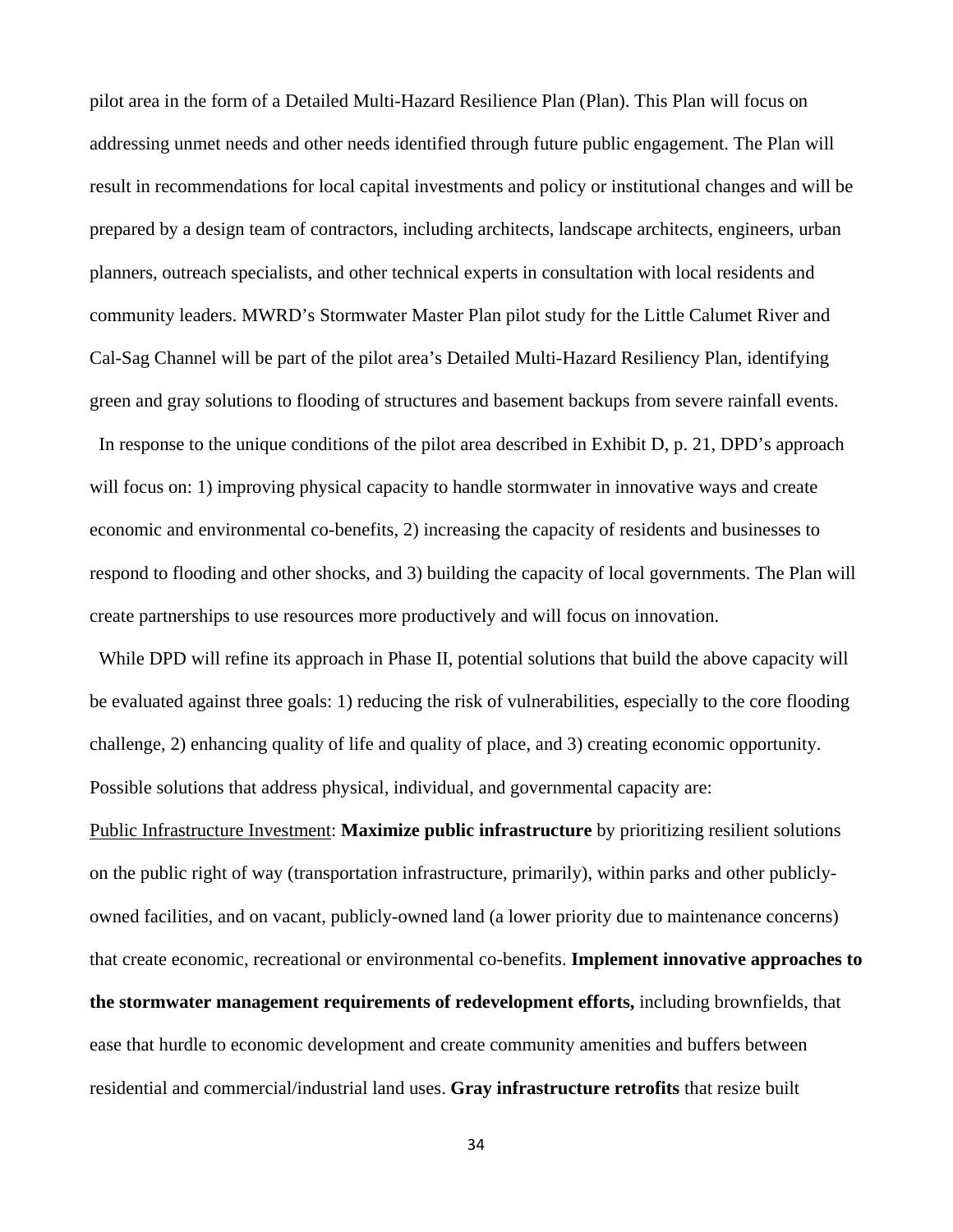pilot area in the form of a Detailed Multi-Hazard Resilience Plan (Plan). This Plan will focus on addressing unmet needs and other needs identified through future public engagement. The Plan will result in recommendations for local capital investments and policy or institutional changes and will be prepared by a design team of contractors, including architects, landscape architects, engineers, urban planners, outreach specialists, and other technical experts in consultation with local residents and community leaders. MWRD's Stormwater Master Plan pilot study for the Little Calumet River and Cal-Sag Channel will be part of the pilot area's Detailed Multi-Hazard Resiliency Plan, identifying green and gray solutions to flooding of structures and basement backups from severe rainfall events.

In response to the unique conditions of the pilot area described in Exhibit D, p. 21, DPD's approach will focus on: 1) improving physical capacity to handle stormwater in innovative ways and create economic and environmental co-benefits, 2) increasing the capacity of residents and businesses to respond to flooding and other shocks, and 3) building the capacity of local governments. The Plan will create partnerships to use resources more productively and will focus on innovation.

While DPD will refine its approach in Phase II, potential solutions that build the above capacity will be evaluated against three goals: 1) reducing the risk of vulnerabilities, especially to the core flooding challenge, 2) enhancing quality of life and quality of place, and 3) creating economic opportunity. Possible solutions that address physical, individual, and governmental capacity are:

<u>Public Infrastructure Investment</u>: **Maximize public infrastructure** by prioritizing resilient solutions on the public right of way (transportation infrastructure, primarily), within parks and other publicly-owned facilities, and on vacant, publicly-owned land (a lower priority due to maintenance concerns) that create economic, recreational or environmental co-benefits. **Implement innovative approaches to the stormwater management requirements of redevelopment efforts,** including brownfields, that ease that hurdle to economic development and create community amenities and buffers between residential and commercial/industrial land uses. **Gray infrastructure retrofits** that resize built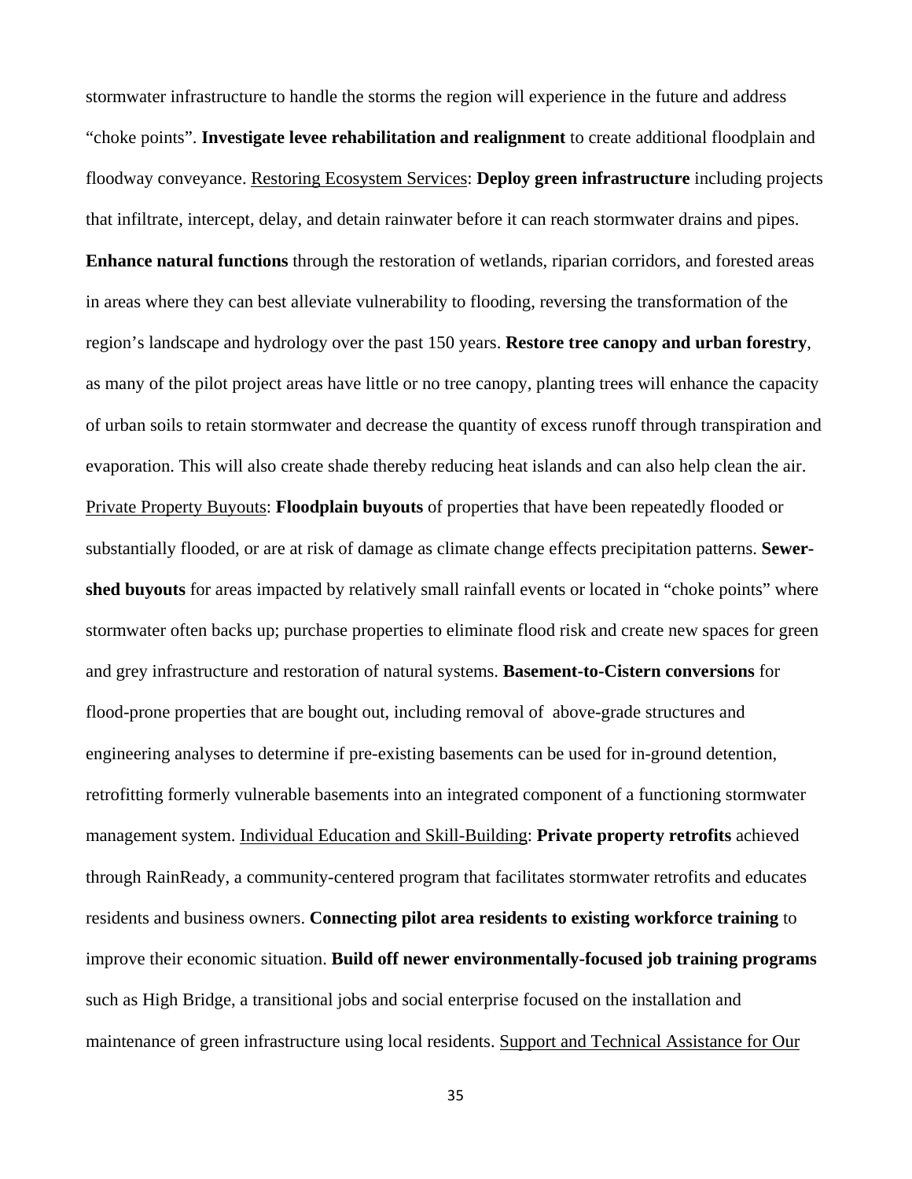stormwater infrastructure to handle the storms the region will experience in the future and address "choke points". **Investigate levee rehabilitation and realignment** to create additional floodplain and floodway conveyance. <u>Restoring Ecosystem Services</u>: **Deploy green infrastructure** including projects that infiltrate, intercept, delay, and detain rainwater before it can reach stormwater drains and pipes. **Enhance natural functions** through the restoration of wetlands, riparian corridors, and forested areas in areas where they can best alleviate vulnerability to flooding, reversing the transformation of the region's landscape and hydrology over the past 150 years. **Restore tree canopy and urban forestry**, as many of the pilot project areas have little or no tree canopy, planting trees will enhance the capacity of urban soils to retain stormwater and decrease the quantity of excess runoff through transpiration and evaporation. This will also create shade thereby reducing heat islands and can also help clean the air. <u>Private Property Buyouts</u>: **Floodplain buyouts** of properties that have been repeatedly flooded or substantially flooded, or are at risk of damage as climate change effects precipitation patterns. **Sewer-shed buyouts** for areas impacted by relatively small rainfall events or located in "choke points" where stormwater often backs up; purchase properties to eliminate flood risk and create new spaces for green and grey infrastructure and restoration of natural systems. **Basement-to-Cistern conversions** for flood-prone properties that are bought out, including removal of above-grade structures and engineering analyses to determine if pre-existing basements can be used for in-ground detention, retrofitting formerly vulnerable basements into an integrated component of a functioning stormwater management system. <u>Individual Education and Skill-Building</u>: **Private property retrofits** achieved through RainReady, a community-centered program that facilitates stormwater retrofits and educates residents and business owners. **Connecting pilot area residents to existing workforce training** to improve their economic situation. **Build off newer environmentally-focused job training programs** such as High Bridge, a transitional jobs and social enterprise focused on the installation and maintenance of green infrastructure using local residents. <u>Support and Technical Assistance for Our</u>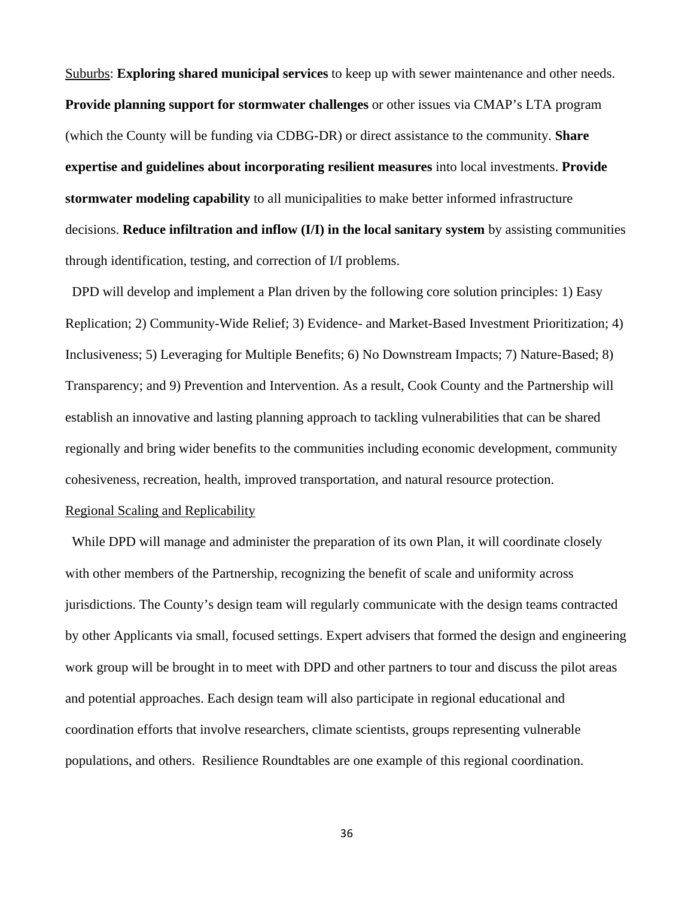Suburbs: **Exploring shared municipal services** to keep up with sewer maintenance and other needs. **Provide planning support for stormwater challenges** or other issues via CMAP's LTA program (which the County will be funding via CDBG-DR) or direct assistance to the community. **Share expertise and guidelines about incorporating resilient measures** into local investments. **Provide stormwater modeling capability** to all municipalities to make better informed infrastructure decisions. **Reduce infiltration and inflow (I/I) in the local sanitary system** by assisting communities through identification, testing, and correction of I/I problems.

DPD will develop and implement a Plan driven by the following core solution principles: 1) Easy Replication; 2) Community-Wide Relief; 3) Evidence- and Market-Based Investment Prioritization; 4) Inclusiveness; 5) Leveraging for Multiple Benefits; 6) No Downstream Impacts; 7) Nature-Based; 8) Transparency; and 9) Prevention and Intervention. As a result, Cook County and the Partnership will establish an innovative and lasting planning approach to tackling vulnerabilities that can be shared regionally and bring wider benefits to the communities including economic development, community cohesiveness, recreation, health, improved transportation, and natural resource protection.

Regional Scaling and Replicability

While DPD will manage and administer the preparation of its own Plan, it will coordinate closely with other members of the Partnership, recognizing the benefit of scale and uniformity across jurisdictions. The County's design team will regularly communicate with the design teams contracted by other Applicants via small, focused settings. Expert advisers that formed the design and engineering work group will be brought in to meet with DPD and other partners to tour and discuss the pilot areas and potential approaches. Each design team will also participate in regional educational and coordination efforts that involve researchers, climate scientists, groups representing vulnerable populations, and others. Resilience Roundtables are one example of this regional coordination.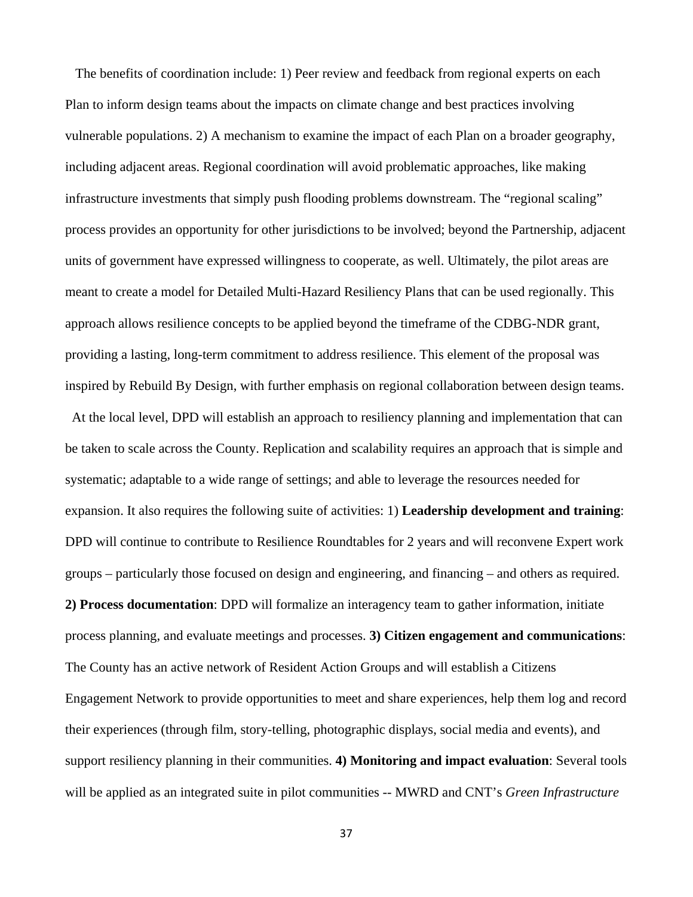The benefits of coordination include: 1) Peer review and feedback from regional experts on each Plan to inform design teams about the impacts on climate change and best practices involving vulnerable populations. 2) A mechanism to examine the impact of each Plan on a broader geography, including adjacent areas. Regional coordination will avoid problematic approaches, like making infrastructure investments that simply push flooding problems downstream. The "regional scaling" process provides an opportunity for other jurisdictions to be involved; beyond the Partnership, adjacent units of government have expressed willingness to cooperate, as well. Ultimately, the pilot areas are meant to create a model for Detailed Multi-Hazard Resiliency Plans that can be used regionally. This approach allows resilience concepts to be applied beyond the timeframe of the CDBG-NDR grant, providing a lasting, long-term commitment to address resilience. This element of the proposal was inspired by Rebuild By Design, with further emphasis on regional collaboration between design teams.

At the local level, DPD will establish an approach to resiliency planning and implementation that can be taken to scale across the County. Replication and scalability requires an approach that is simple and systematic; adaptable to a wide range of settings; and able to leverage the resources needed for expansion. It also requires the following suite of activities: 1) **Leadership development and training**: DPD will continue to contribute to Resilience Roundtables for 2 years and will reconvene Expert work groups – particularly those focused on design and engineering, and financing – and others as required. **2) Process documentation**: DPD will formalize an interagency team to gather information, initiate process planning, and evaluate meetings and processes. **3) Citizen engagement and communications**: The County has an active network of Resident Action Groups and will establish a Citizens Engagement Network to provide opportunities to meet and share experiences, help them log and record their experiences (through film, story-telling, photographic displays, social media and events), and support resiliency planning in their communities. **4) Monitoring and impact evaluation**: Several tools will be applied as an integrated suite in pilot communities -- MWRD and CNT's *Green Infrastructure*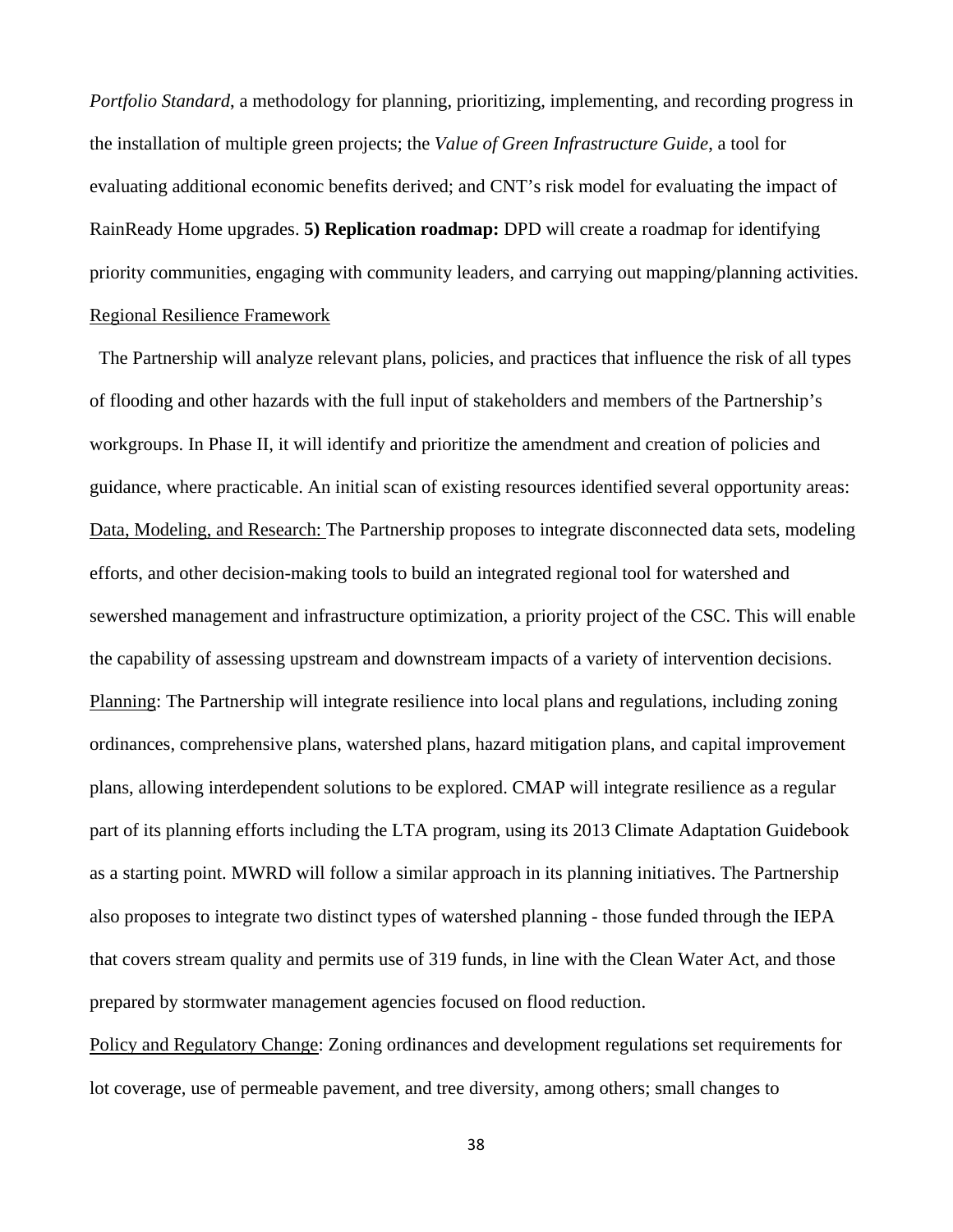*Portfolio Standard*, a methodology for planning, prioritizing, implementing, and recording progress in the installation of multiple green projects; the *Value of Green Infrastructure Guide*, a tool for evaluating additional economic benefits derived; and CNT's risk model for evaluating the impact of RainReady Home upgrades. **5) Replication roadmap:** DPD will create a roadmap for identifying priority communities, engaging with community leaders, and carrying out mapping/planning activities.

Regional Resilience Framework

The Partnership will analyze relevant plans, policies, and practices that influence the risk of all types of flooding and other hazards with the full input of stakeholders and members of the Partnership's workgroups. In Phase II, it will identify and prioritize the amendment and creation of policies and guidance, where practicable. An initial scan of existing resources identified several opportunity areas:

Data, Modeling, and Research: The Partnership proposes to integrate disconnected data sets, modeling efforts, and other decision-making tools to build an integrated regional tool for watershed and sewershed management and infrastructure optimization, a priority project of the CSC. This will enable the capability of assessing upstream and downstream impacts of a variety of intervention decisions.

Planning: The Partnership will integrate resilience into local plans and regulations, including zoning ordinances, comprehensive plans, watershed plans, hazard mitigation plans, and capital improvement plans, allowing interdependent solutions to be explored. CMAP will integrate resilience as a regular part of its planning efforts including the LTA program, using its 2013 Climate Adaptation Guidebook as a starting point. MWRD will follow a similar approach in its planning initiatives. The Partnership also proposes to integrate two distinct types of watershed planning - those funded through the IEPA that covers stream quality and permits use of 319 funds, in line with the Clean Water Act, and those prepared by stormwater management agencies focused on flood reduction.

Policy and Regulatory Change: Zoning ordinances and development regulations set requirements for lot coverage, use of permeable pavement, and tree diversity, among others; small changes to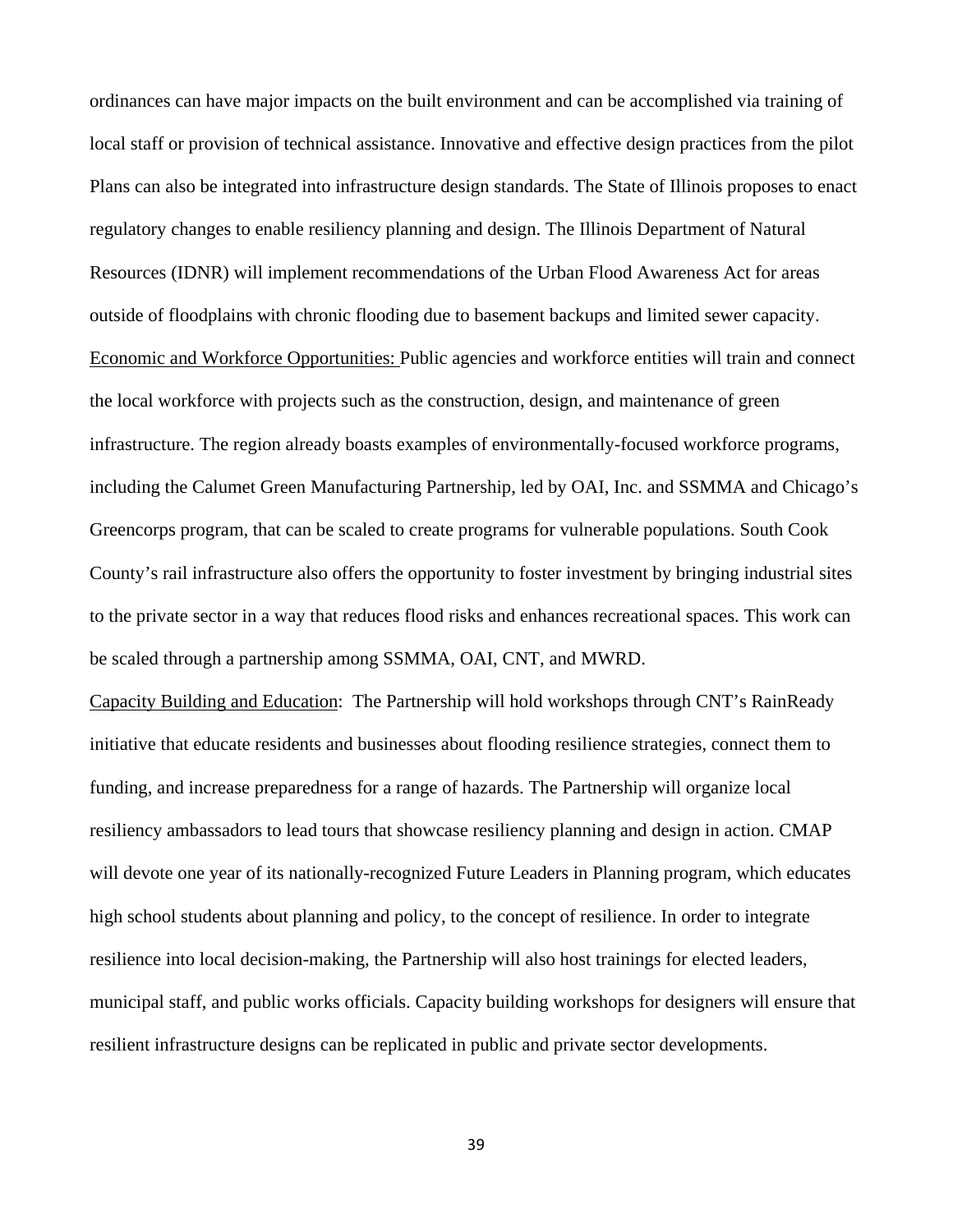ordinances can have major impacts on the built environment and can be accomplished via training of local staff or provision of technical assistance. Innovative and effective design practices from the pilot Plans can also be integrated into infrastructure design standards. The State of Illinois proposes to enact regulatory changes to enable resiliency planning and design. The Illinois Department of Natural Resources (IDNR) will implement recommendations of the Urban Flood Awareness Act for areas outside of floodplains with chronic flooding due to basement backups and limited sewer capacity.

<u>Economic and Workforce Opportunities:</u> Public agencies and workforce entities will train and connect the local workforce with projects such as the construction, design, and maintenance of green infrastructure. The region already boasts examples of environmentally-focused workforce programs, including the Calumet Green Manufacturing Partnership, led by OAI, Inc. and SSMMA and Chicago's Greencorps program, that can be scaled to create programs for vulnerable populations. South Cook County's rail infrastructure also offers the opportunity to foster investment by bringing industrial sites to the private sector in a way that reduces flood risks and enhances recreational spaces. This work can be scaled through a partnership among SSMMA, OAI, CNT, and MWRD.

<u>Capacity Building and Education</u>: The Partnership will hold workshops through CNT's RainReady initiative that educate residents and businesses about flooding resilience strategies, connect them to funding, and increase preparedness for a range of hazards. The Partnership will organize local resiliency ambassadors to lead tours that showcase resiliency planning and design in action. CMAP will devote one year of its nationally-recognized Future Leaders in Planning program, which educates high school students about planning and policy, to the concept of resilience. In order to integrate resilience into local decision-making, the Partnership will also host trainings for elected leaders, municipal staff, and public works officials. Capacity building workshops for designers will ensure that resilient infrastructure designs can be replicated in public and private sector developments.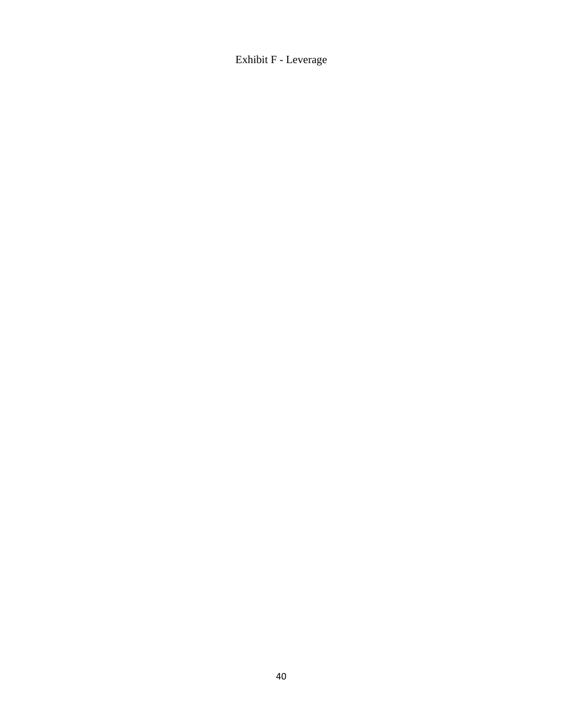Exhibit F - Leverage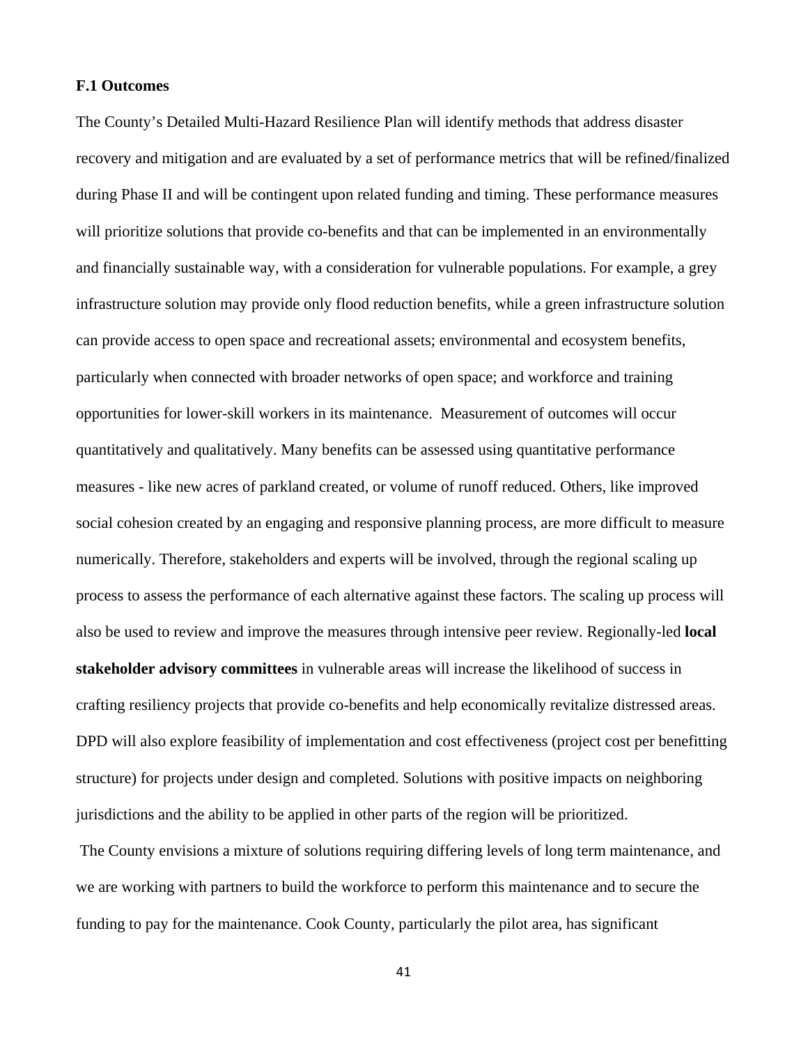### F.1 Outcomes

The County's Detailed Multi-Hazard Resilience Plan will identify methods that address disaster recovery and mitigation and are evaluated by a set of performance metrics that will be refined/finalized during Phase II and will be contingent upon related funding and timing. These performance measures will prioritize solutions that provide co-benefits and that can be implemented in an environmentally and financially sustainable way, with a consideration for vulnerable populations. For example, a grey infrastructure solution may provide only flood reduction benefits, while a green infrastructure solution can provide access to open space and recreational assets; environmental and ecosystem benefits, particularly when connected with broader networks of open space; and workforce and training opportunities for lower-skill workers in its maintenance. Measurement of outcomes will occur quantitatively and qualitatively. Many benefits can be assessed using quantitative performance measures - like new acres of parkland created, or volume of runoff reduced. Others, like improved social cohesion created by an engaging and responsive planning process, are more difficult to measure numerically. Therefore, stakeholders and experts will be involved, through the regional scaling up process to assess the performance of each alternative against these factors. The scaling up process will also be used to review and improve the measures through intensive peer review. Regionally-led **local stakeholder advisory committees** in vulnerable areas will increase the likelihood of success in crafting resiliency projects that provide co-benefits and help economically revitalize distressed areas. DPD will also explore feasibility of implementation and cost effectiveness (project cost per benefitting structure) for projects under design and completed. Solutions with positive impacts on neighboring jurisdictions and the ability to be applied in other parts of the region will be prioritized.

The County envisions a mixture of solutions requiring differing levels of long term maintenance, and we are working with partners to build the workforce to perform this maintenance and to secure the funding to pay for the maintenance. Cook County, particularly the pilot area, has significant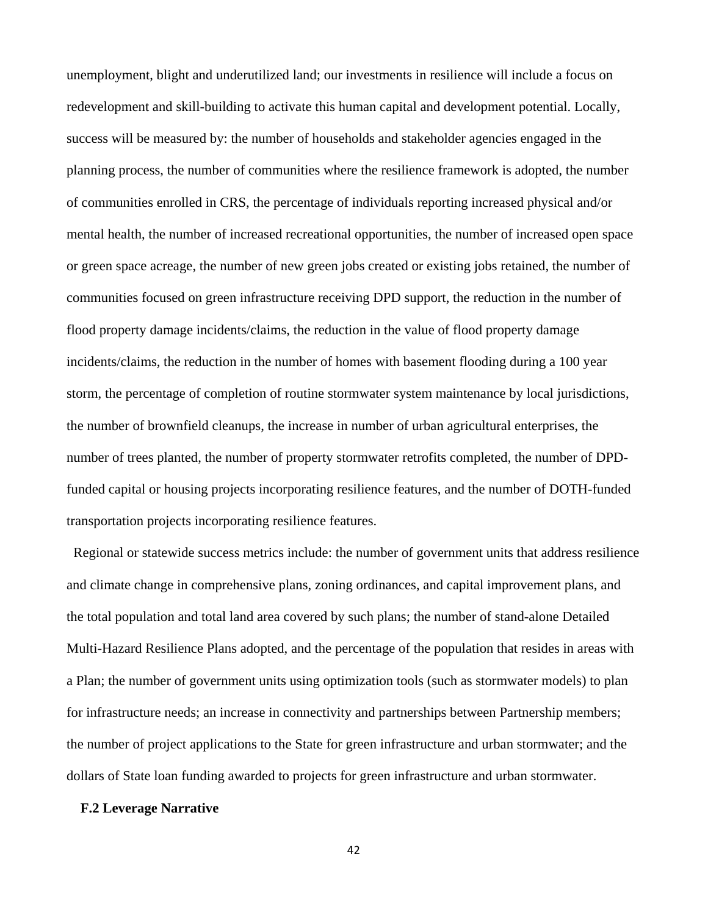unemployment, blight and underutilized land; our investments in resilience will include a focus on redevelopment and skill-building to activate this human capital and development potential. Locally, success will be measured by: the number of households and stakeholder agencies engaged in the planning process, the number of communities where the resilience framework is adopted, the number of communities enrolled in CRS, the percentage of individuals reporting increased physical and/or mental health, the number of increased recreational opportunities, the number of increased open space or green space acreage, the number of new green jobs created or existing jobs retained, the number of communities focused on green infrastructure receiving DPD support, the reduction in the number of flood property damage incidents/claims, the reduction in the value of flood property damage incidents/claims, the reduction in the number of homes with basement flooding during a 100 year storm, the percentage of completion of routine stormwater system maintenance by local jurisdictions, the number of brownfield cleanups, the increase in number of urban agricultural enterprises, the number of trees planted, the number of property stormwater retrofits completed, the number of DPD-funded capital or housing projects incorporating resilience features, and the number of DOTH-funded transportation projects incorporating resilience features.

Regional or statewide success metrics include: the number of government units that address resilience and climate change in comprehensive plans, zoning ordinances, and capital improvement plans, and the total population and total land area covered by such plans; the number of stand-alone Detailed Multi-Hazard Resilience Plans adopted, and the percentage of the population that resides in areas with a Plan; the number of government units using optimization tools (such as stormwater models) to plan for infrastructure needs; an increase in connectivity and partnerships between Partnership members; the number of project applications to the State for green infrastructure and urban stormwater; and the dollars of State loan funding awarded to projects for green infrastructure and urban stormwater.

**F.2 Leverage Narrative**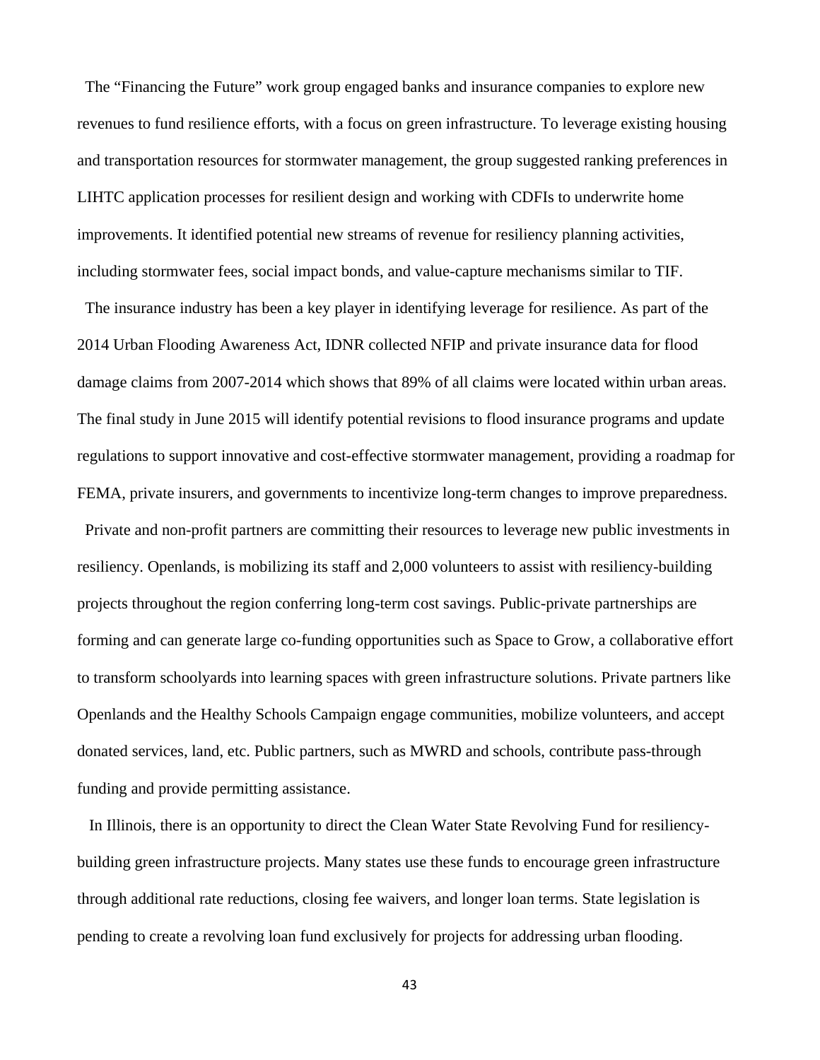The "Financing the Future" work group engaged banks and insurance companies to explore new revenues to fund resilience efforts, with a focus on green infrastructure. To leverage existing housing and transportation resources for stormwater management, the group suggested ranking preferences in LIHTC application processes for resilient design and working with CDFIs to underwrite home improvements. It identified potential new streams of revenue for resiliency planning activities, including stormwater fees, social impact bonds, and value-capture mechanisms similar to TIF.

The insurance industry has been a key player in identifying leverage for resilience. As part of the 2014 Urban Flooding Awareness Act, IDNR collected NFIP and private insurance data for flood damage claims from 2007-2014 which shows that 89% of all claims were located within urban areas. The final study in June 2015 will identify potential revisions to flood insurance programs and update regulations to support innovative and cost-effective stormwater management, providing a roadmap for FEMA, private insurers, and governments to incentivize long-term changes to improve preparedness.

Private and non-profit partners are committing their resources to leverage new public investments in resiliency. Openlands, is mobilizing its staff and 2,000 volunteers to assist with resiliency-building projects throughout the region conferring long-term cost savings. Public-private partnerships are forming and can generate large co-funding opportunities such as Space to Grow, a collaborative effort to transform schoolyards into learning spaces with green infrastructure solutions. Private partners like Openlands and the Healthy Schools Campaign engage communities, mobilize volunteers, and accept donated services, land, etc. Public partners, such as MWRD and schools, contribute pass-through funding and provide permitting assistance.

In Illinois, there is an opportunity to direct the Clean Water State Revolving Fund for resiliency-building green infrastructure projects. Many states use these funds to encourage green infrastructure through additional rate reductions, closing fee waivers, and longer loan terms. State legislation is pending to create a revolving loan fund exclusively for projects for addressing urban flooding.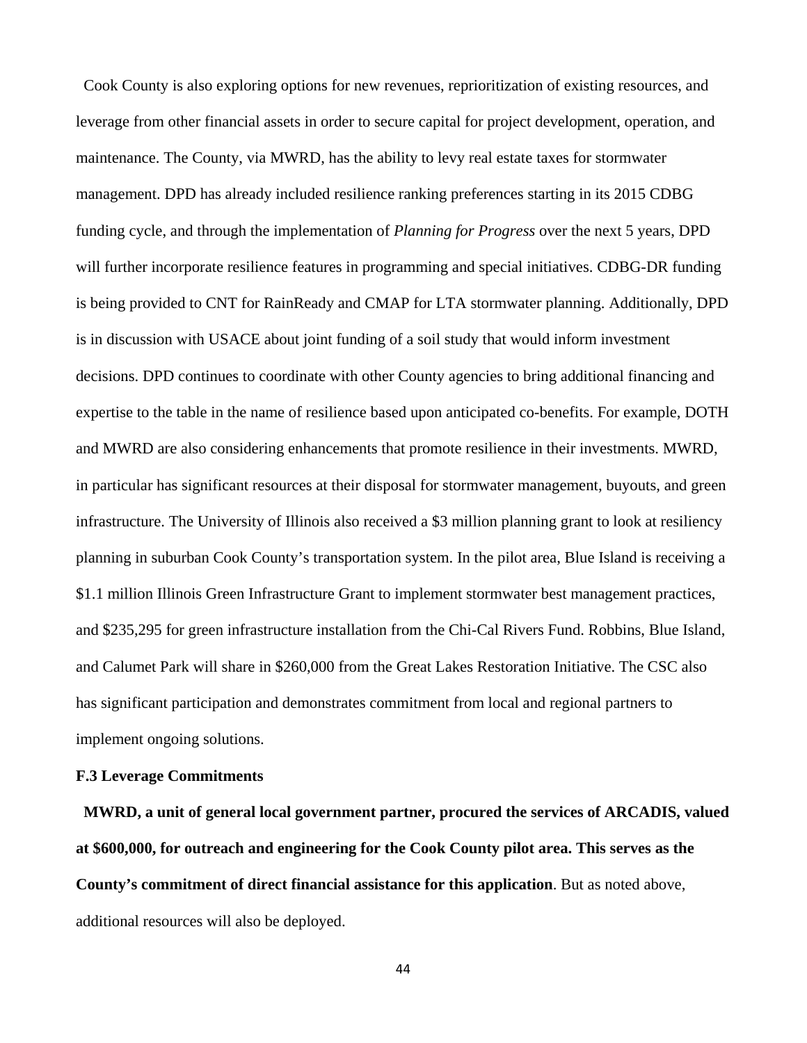Cook County is also exploring options for new revenues, reprioritization of existing resources, and leverage from other financial assets in order to secure capital for project development, operation, and maintenance. The County, via MWRD, has the ability to levy real estate taxes for stormwater management. DPD has already included resilience ranking preferences starting in its 2015 CDBG funding cycle, and through the implementation of *Planning for Progress* over the next 5 years, DPD will further incorporate resilience features in programming and special initiatives. CDBG-DR funding is being provided to CNT for RainReady and CMAP for LTA stormwater planning. Additionally, DPD is in discussion with USACE about joint funding of a soil study that would inform investment decisions. DPD continues to coordinate with other County agencies to bring additional financing and expertise to the table in the name of resilience based upon anticipated co-benefits. For example, DOTH and MWRD are also considering enhancements that promote resilience in their investments. MWRD, in particular has significant resources at their disposal for stormwater management, buyouts, and green infrastructure. The University of Illinois also received a $3 million planning grant to look at resiliency planning in suburban Cook County's transportation system. In the pilot area, Blue Island is receiving a $1.1 million Illinois Green Infrastructure Grant to implement stormwater best management practices, and $235,295 for green infrastructure installation from the Chi-Cal Rivers Fund. Robbins, Blue Island, and Calumet Park will share in $260,000 from the Great Lakes Restoration Initiative. The CSC also has significant participation and demonstrates commitment from local and regional partners to implement ongoing solutions.

**F.3 Leverage Commitments**

**MWRD, a unit of general local government partner, procured the services of ARCADIS, valued at $600,000, for outreach and engineering for the Cook County pilot area. This serves as the County's commitment of direct financial assistance for this application**. But as noted above, additional resources will also be deployed.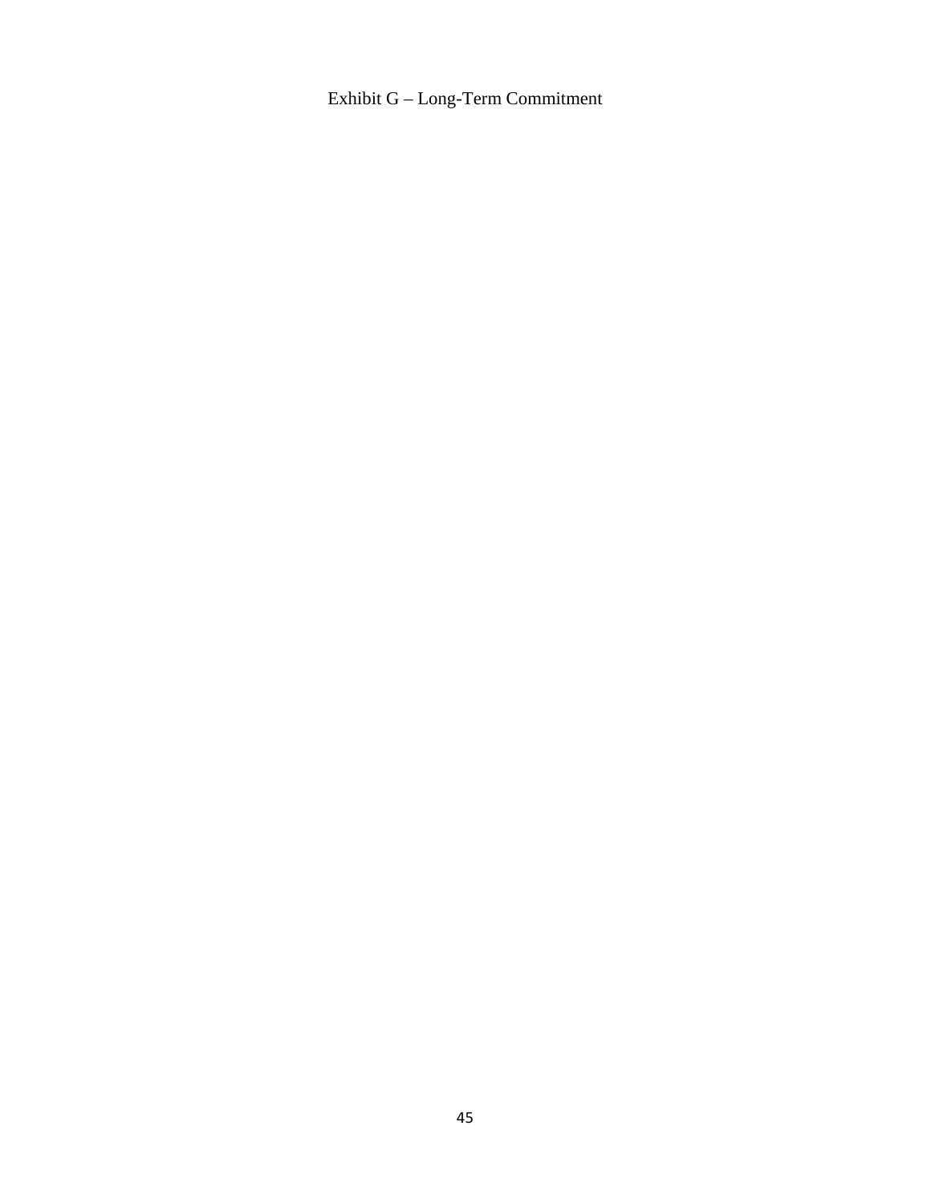# Exhibit G – Long-Term Commitment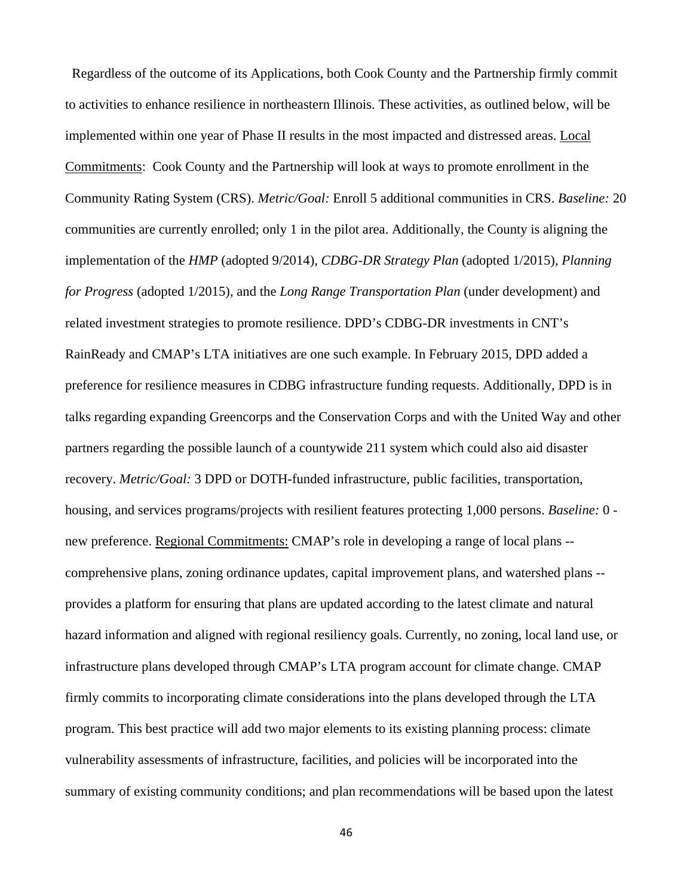Regardless of the outcome of its Applications, both Cook County and the Partnership firmly commit to activities to enhance resilience in northeastern Illinois. These activities, as outlined below, will be implemented within one year of Phase II results in the most impacted and distressed areas. <u>Local Commitments</u>: Cook County and the Partnership will look at ways to promote enrollment in the Community Rating System (CRS). *Metric/Goal:* Enroll 5 additional communities in CRS. *Baseline:* 20 communities are currently enrolled; only 1 in the pilot area. Additionally, the County is aligning the implementation of the *HMP* (adopted 9/2014), *CDBG-DR Strategy Plan* (adopted 1/2015), *Planning for Progress* (adopted 1/2015), and the *Long Range Transportation Plan* (under development) and related investment strategies to promote resilience. DPD's CDBG-DR investments in CNT's RainReady and CMAP's LTA initiatives are one such example. In February 2015, DPD added a preference for resilience measures in CDBG infrastructure funding requests. Additionally, DPD is in talks regarding expanding Greencorps and the Conservation Corps and with the United Way and other partners regarding the possible launch of a countywide 211 system which could also aid disaster recovery. *Metric/Goal:* 3 DPD or DOTH-funded infrastructure, public facilities, transportation, housing, and services programs/projects with resilient features protecting 1,000 persons. *Baseline:* 0 - new preference. <u>Regional Commitments:</u> CMAP's role in developing a range of local plans -- comprehensive plans, zoning ordinance updates, capital improvement plans, and watershed plans -- provides a platform for ensuring that plans are updated according to the latest climate and natural hazard information and aligned with regional resiliency goals. Currently, no zoning, local land use, or infrastructure plans developed through CMAP's LTA program account for climate change. CMAP firmly commits to incorporating climate considerations into the plans developed through the LTA program. This best practice will add two major elements to its existing planning process: climate vulnerability assessments of infrastructure, facilities, and policies will be incorporated into the summary of existing community conditions; and plan recommendations will be based upon the latest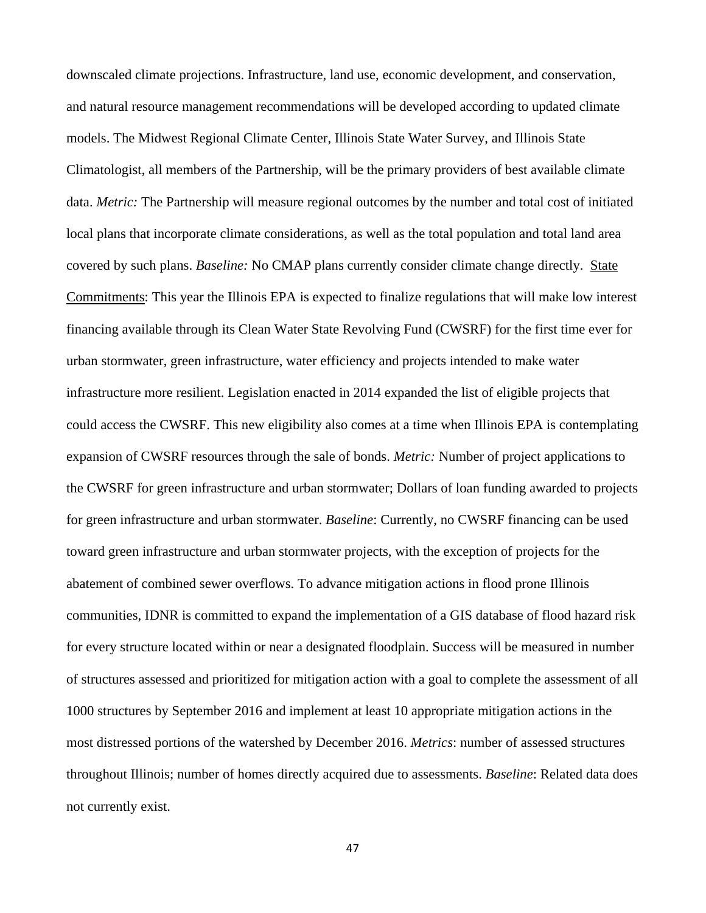downscaled climate projections. Infrastructure, land use, economic development, and conservation, and natural resource management recommendations will be developed according to updated climate models. The Midwest Regional Climate Center, Illinois State Water Survey, and Illinois State Climatologist, all members of the Partnership, will be the primary providers of best available climate data. *Metric:* The Partnership will measure regional outcomes by the number and total cost of initiated local plans that incorporate climate considerations, as well as the total population and total land area covered by such plans. *Baseline:* No CMAP plans currently consider climate change directly. <u>State Commitments</u>: This year the Illinois EPA is expected to finalize regulations that will make low interest financing available through its Clean Water State Revolving Fund (CWSRF) for the first time ever for urban stormwater, green infrastructure, water efficiency and projects intended to make water infrastructure more resilient. Legislation enacted in 2014 expanded the list of eligible projects that could access the CWSRF. This new eligibility also comes at a time when Illinois EPA is contemplating expansion of CWSRF resources through the sale of bonds. *Metric:* Number of project applications to the CWSRF for green infrastructure and urban stormwater; Dollars of loan funding awarded to projects for green infrastructure and urban stormwater. *Baseline*: Currently, no CWSRF financing can be used toward green infrastructure and urban stormwater projects, with the exception of projects for the abatement of combined sewer overflows. To advance mitigation actions in flood prone Illinois communities, IDNR is committed to expand the implementation of a GIS database of flood hazard risk for every structure located within or near a designated floodplain. Success will be measured in number of structures assessed and prioritized for mitigation action with a goal to complete the assessment of all 1000 structures by September 2016 and implement at least 10 appropriate mitigation actions in the most distressed portions of the watershed by December 2016. *Metrics*: number of assessed structures throughout Illinois; number of homes directly acquired due to assessments. *Baseline*: Related data does not currently exist.